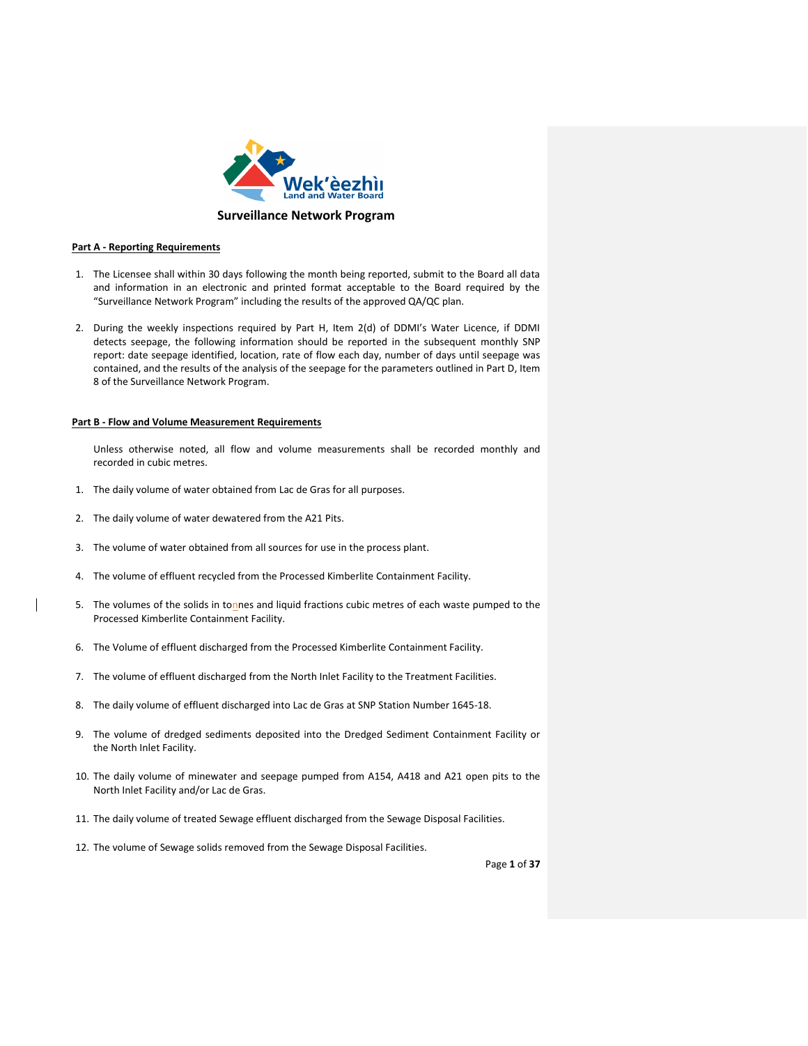# Surveillance Network Program

## Part A - Reporting Requirements

1. The Licensee shall within 30 days following the month being reported, submit to the Board all data and information in an electronic and printed format acceptable to the Board required by the "Surveillance Network Program" including the results of the approved QA/QC plan.

2. During the weekly inspections required by Part H, Item 2(d) of DDMI's Water Licence, if DDMI detects seepage, the following information should be reported in the subsequent monthly SNP report: date seepage identified, location, rate of flow each day, number of days until seepage was contained, and the results of the analysis of the seepage for the parameters outlined in Part D, Item 8 of the Surveillance Network Program.

## Part B - Flow and Volume Measurement Requirements

Unless otherwise noted, all flow and volume measurements shall be recorded monthly and recorded in cubic metres.

1. The daily volume of water obtained from Lac de Gras for all purposes.
2. The daily volume of water dewatered from the A21 Pits.
3. The volume of water obtained from all sources for use in the process plant.
4. The volume of effluent recycled from the Processed Kimberlite Containment Facility.
5. The volumes of the solids in tonnes and liquid fractions cubic metres of each waste pumped to the Processed Kimberlite Containment Facility.
6. The Volume of effluent discharged from the Processed Kimberlite Containment Facility.
7. The volume of effluent discharged from the North Inlet Facility to the Treatment Facilities.
8. The daily volume of effluent discharged into Lac de Gras at SNP Station Number 1645-18.
9. The volume of dredged sediments deposited into the Dredged Sediment Containment Facility or the North Inlet Facility.
10. The daily volume of minewater and seepage pumped from A154, A418 and A21 open pits to the North Inlet Facility and/or Lac de Gras.
11. The daily volume of treated Sewage effluent discharged from the Sewage Disposal Facilities.
12. The volume of Sewage solids removed from the Sewage Disposal Facilities.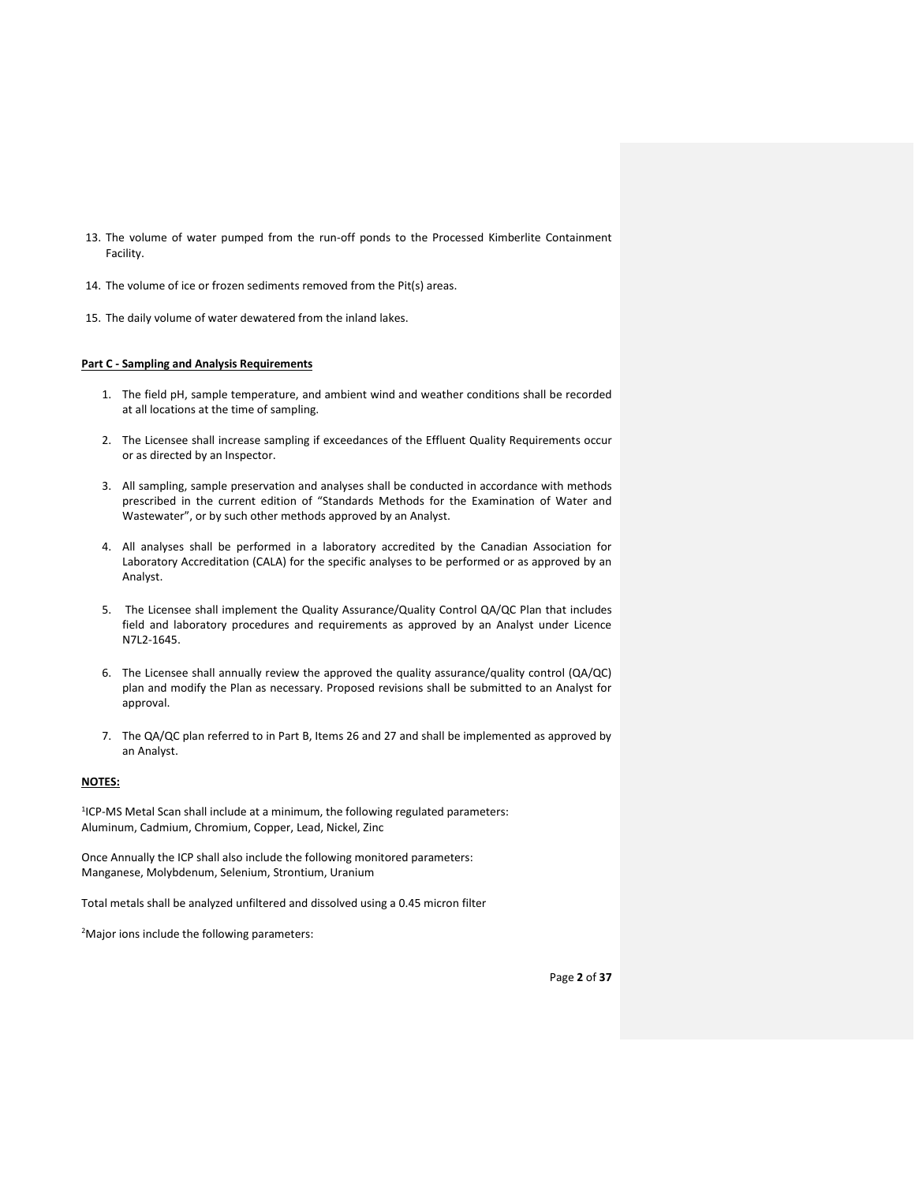13. The volume of water pumped from the run-off ponds to the Processed Kimberlite Containment Facility.

14. The volume of ice or frozen sediments removed from the Pit(s) areas.

15. The daily volume of water dewatered from the inland lakes.

**Part C - Sampling and Analysis Requirements**

1. The field pH, sample temperature, and ambient wind and weather conditions shall be recorded at all locations at the time of sampling.

2. The Licensee shall increase sampling if exceedances of the Effluent Quality Requirements occur or as directed by an Inspector.

3. All sampling, sample preservation and analyses shall be conducted in accordance with methods prescribed in the current edition of "Standards Methods for the Examination of Water and Wastewater", or by such other methods approved by an Analyst.

4. All analyses shall be performed in a laboratory accredited by the Canadian Association for Laboratory Accreditation (CALA) for the specific analyses to be performed or as approved by an Analyst.

5. The Licensee shall implement the Quality Assurance/Quality Control QA/QC Plan that includes field and laboratory procedures and requirements as approved by an Analyst under Licence N7L2-1645.

6. The Licensee shall annually review the approved the quality assurance/quality control (QA/QC) plan and modify the Plan as necessary. Proposed revisions shall be submitted to an Analyst for approval.

7. The QA/QC plan referred to in Part B, Items 26 and 27 and shall be implemented as approved by an Analyst.

**NOTES:**

[1]ICP-MS Metal Scan shall include at a minimum, the following regulated parameters:
Aluminum, Cadmium, Chromium, Copper, Lead, Nickel, Zinc

Once Annually the ICP shall also include the following monitored parameters:
Manganese, Molybdenum, Selenium, Strontium, Uranium

Total metals shall be analyzed unfiltered and dissolved using a 0.45 micron filter

[2]Major ions include the following parameters: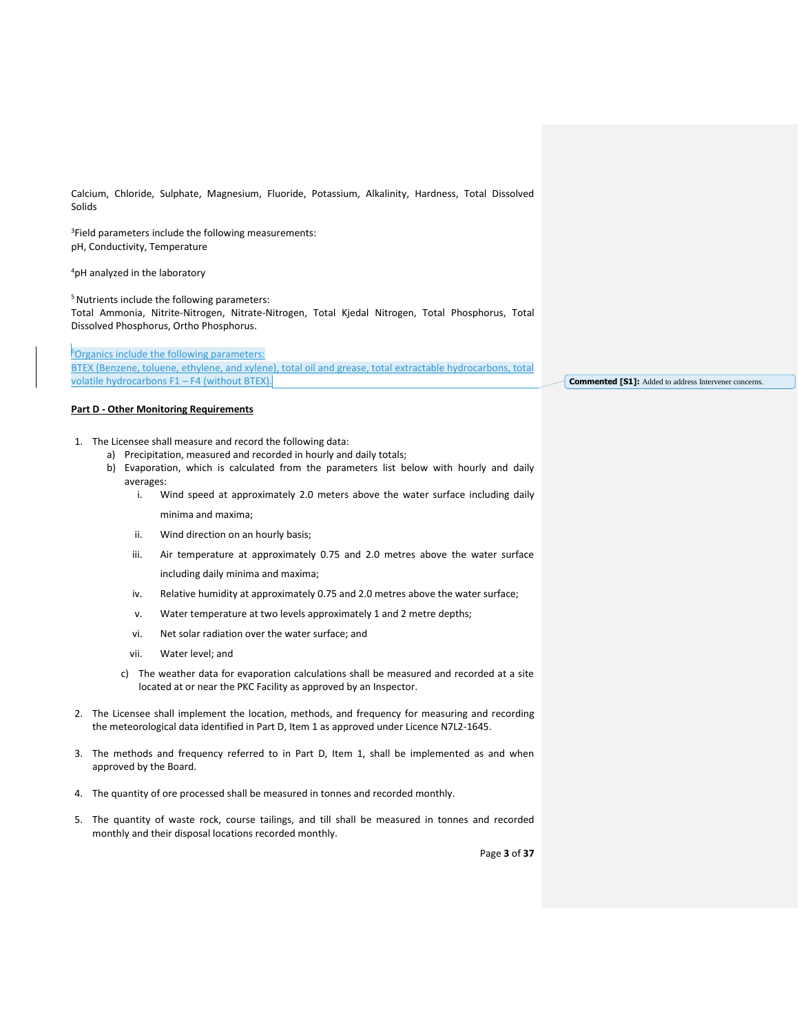Calcium, Chloride, Sulphate, Magnesium, Fluoride, Potassium, Alkalinity, Hardness, Total Dissolved Solids

[3]Field parameters include the following measurements:
pH, Conductivity, Temperature

[4]pH analyzed in the laboratory

[5]Nutrients include the following parameters:
Total Ammonia, Nitrite-Nitrogen, Nitrate-Nitrogen, Total Kjedal Nitrogen, Total Phosphorus, Total Dissolved Phosphorus, Ortho Phosphorus.

[6]Organics include the following parameters:
BTEX (Benzene, toluene, ethylene, and xylene), total oil and grease, total extractable hydrocarbons, total volatile hydrocarbons F1 – F4 (without BTEX).

**Commented [S1]:** Added to address Intervener concerns.

**Part D - Other Monitoring Requirements**

1. The Licensee shall measure and record the following data:
   a) Precipitation, measured and recorded in hourly and daily totals;
   b) Evaporation, which is calculated from the parameters list below with hourly and daily averages:
      i. Wind speed at approximately 2.0 meters above the water surface including daily minima and maxima;
      ii. Wind direction on an hourly basis;
      iii. Air temperature at approximately 0.75 and 2.0 metres above the water surface including daily minima and maxima;
      iv. Relative humidity at approximately 0.75 and 2.0 metres above the water surface;
      v. Water temperature at two levels approximately 1 and 2 metre depths;
      vi. Net solar radiation over the water surface; and
      vii. Water level; and
   c) The weather data for evaporation calculations shall be measured and recorded at a site located at or near the PKC Facility as approved by an Inspector.

2. The Licensee shall implement the location, methods, and frequency for measuring and recording the meteorological data identified in Part D, Item 1 as approved under Licence N7L2-1645.

3. The methods and frequency referred to in Part D, Item 1, shall be implemented as and when approved by the Board.

4. The quantity of ore processed shall be measured in tonnes and recorded monthly.

5. The quantity of waste rock, course tailings, and till shall be measured in tonnes and recorded monthly and their disposal locations recorded monthly.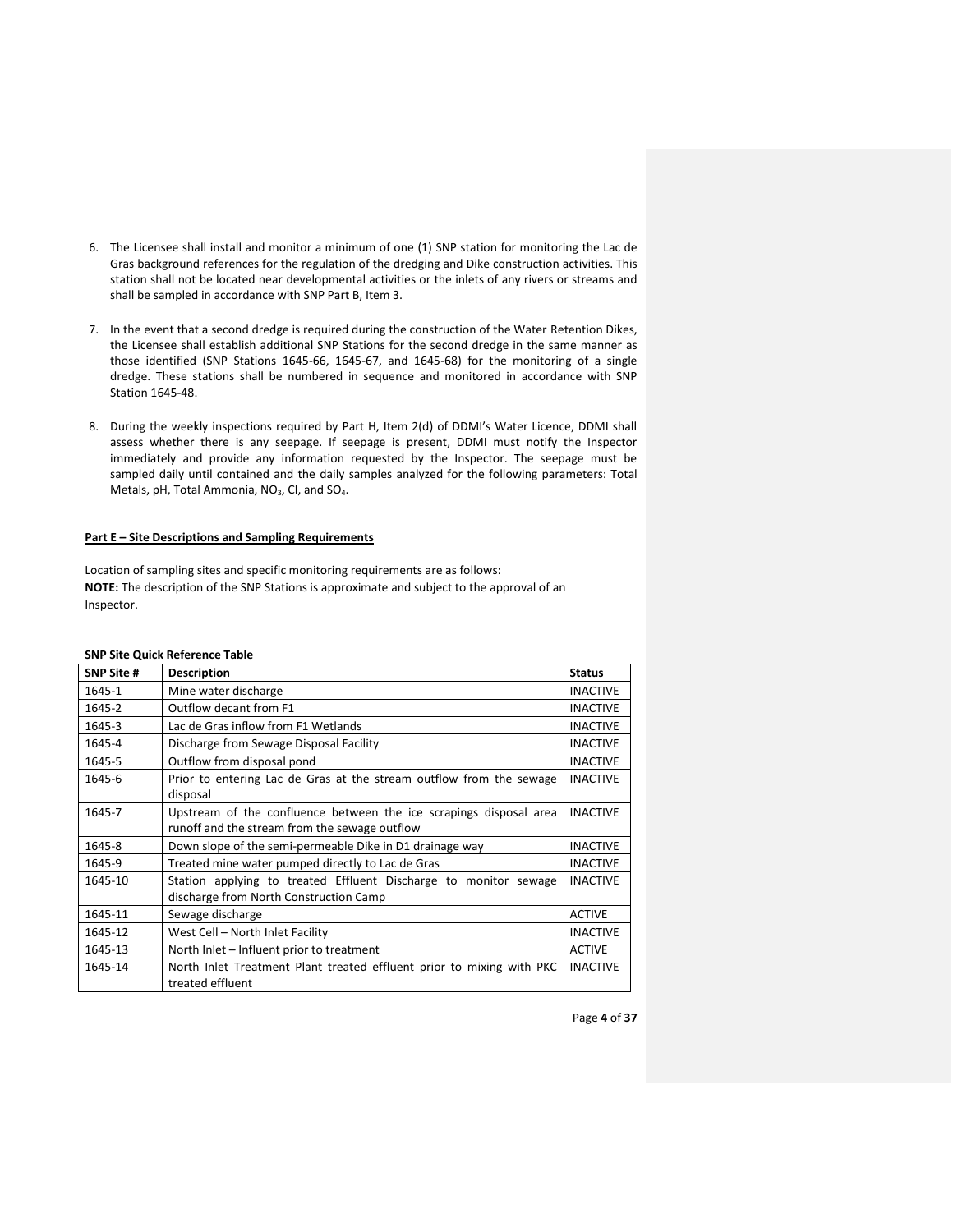6. The Licensee shall install and monitor a minimum of one (1) SNP station for monitoring the Lac de Gras background references for the regulation of the dredging and Dike construction activities. This station shall not be located near developmental activities or the inlets of any rivers or streams and shall be sampled in accordance with SNP Part B, Item 3.

7. In the event that a second dredge is required during the construction of the Water Retention Dikes, the Licensee shall establish additional SNP Stations for the second dredge in the same manner as those identified (SNP Stations 1645-66, 1645-67, and 1645-68) for the monitoring of a single dredge. These stations shall be numbered in sequence and monitored in accordance with SNP Station 1645-48.

8. During the weekly inspections required by Part H, Item 2(d) of DDMI's Water Licence, DDMI shall assess whether there is any seepage. If seepage is present, DDMI must notify the Inspector immediately and provide any information requested by the Inspector. The seepage must be sampled daily until contained and the daily samples analyzed for the following parameters: Total Metals, pH, Total Ammonia, $NO_3$, Cl, and $SO_4$.

**Part E – Site Descriptions and Sampling Requirements**

Location of sampling sites and specific monitoring requirements are as follows:
**NOTE:** The description of the SNP Stations is approximate and subject to the approval of an Inspector.

**SNP Site Quick Reference Table**

| SNP Site # | Description | Status |
|---|---|---|
| 1645-1 | Mine water discharge | INACTIVE |
| 1645-2 | Outflow decant from F1 | INACTIVE |
| 1645-3 | Lac de Gras inflow from F1 Wetlands | INACTIVE |
| 1645-4 | Discharge from Sewage Disposal Facility | INACTIVE |
| 1645-5 | Outflow from disposal pond | INACTIVE |
| 1645-6 | Prior to entering Lac de Gras at the stream outflow from the sewage disposal | INACTIVE |
| 1645-7 | Upstream of the confluence between the ice scrapings disposal area runoff and the stream from the sewage outflow | INACTIVE |
| 1645-8 | Down slope of the semi-permeable Dike in D1 drainage way | INACTIVE |
| 1645-9 | Treated mine water pumped directly to Lac de Gras | INACTIVE |
| 1645-10 | Station applying to treated Effluent Discharge to monitor sewage discharge from North Construction Camp | INACTIVE |
| 1645-11 | Sewage discharge | ACTIVE |
| 1645-12 | West Cell – North Inlet Facility | INACTIVE |
| 1645-13 | North Inlet – Influent prior to treatment | ACTIVE |
| 1645-14 | North Inlet Treatment Plant treated effluent prior to mixing with PKC treated effluent | INACTIVE |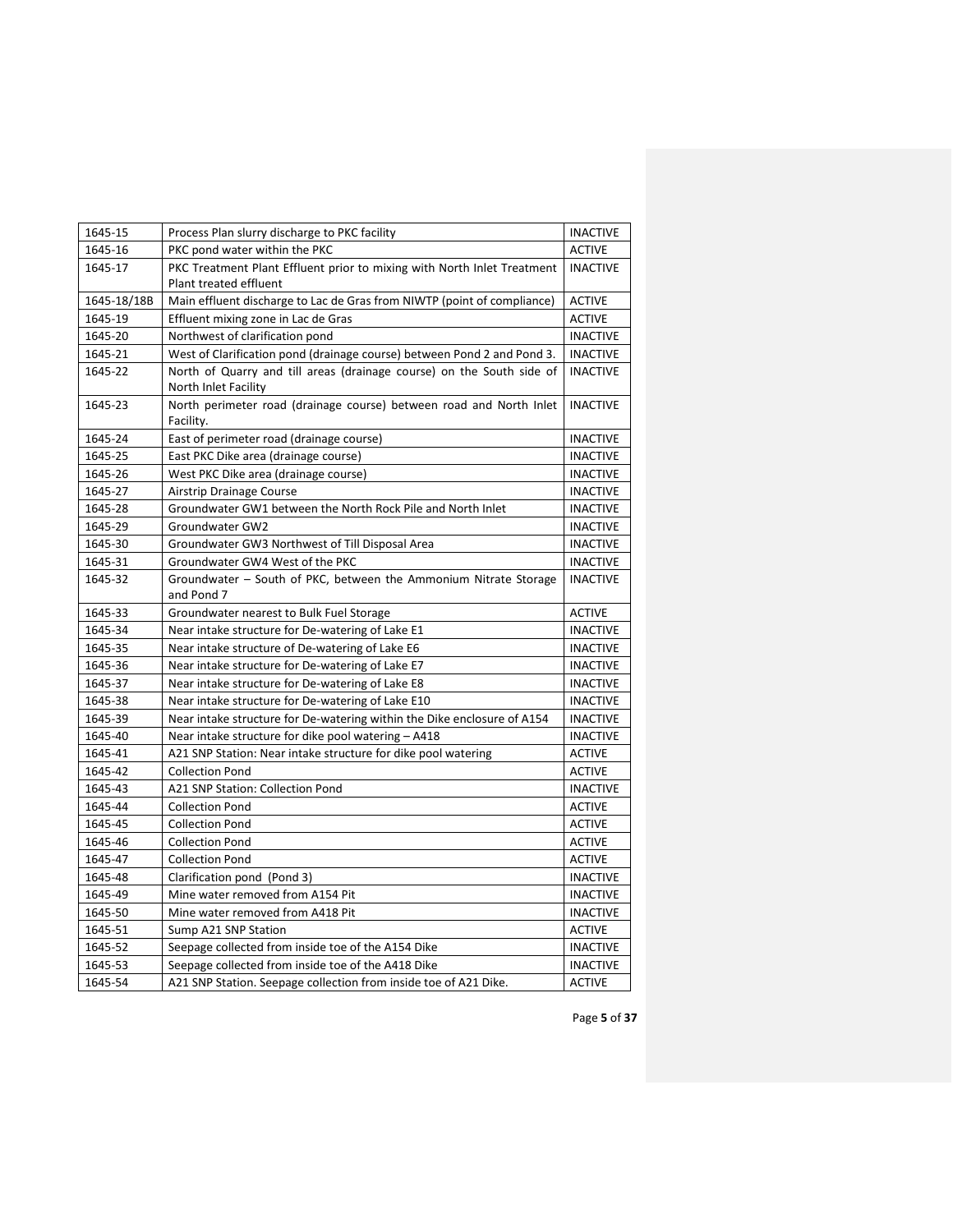| | | |
|---|---|---|
| 1645-15 | Process Plan slurry discharge to PKC facility | INACTIVE |
| 1645-16 | PKC pond water within the PKC | ACTIVE |
| 1645-17 | PKC Treatment Plant Effluent prior to mixing with North Inlet Treatment Plant treated effluent | INACTIVE |
| 1645-18/18B | Main effluent discharge to Lac de Gras from NIWTP (point of compliance) | ACTIVE |
| 1645-19 | Effluent mixing zone in Lac de Gras | ACTIVE |
| 1645-20 | Northwest of clarification pond | INACTIVE |
| 1645-21 | West of Clarification pond (drainage course) between Pond 2 and Pond 3. | INACTIVE |
| 1645-22 | North of Quarry and till areas (drainage course) on the South side of North Inlet Facility | INACTIVE |
| 1645-23 | North perimeter road (drainage course) between road and North Inlet Facility. | INACTIVE |
| 1645-24 | East of perimeter road (drainage course) | INACTIVE |
| 1645-25 | East PKC Dike area (drainage course) | INACTIVE |
| 1645-26 | West PKC Dike area (drainage course) | INACTIVE |
| 1645-27 | Airstrip Drainage Course | INACTIVE |
| 1645-28 | Groundwater GW1 between the North Rock Pile and North Inlet | INACTIVE |
| 1645-29 | Groundwater GW2 | INACTIVE |
| 1645-30 | Groundwater GW3 Northwest of Till Disposal Area | INACTIVE |
| 1645-31 | Groundwater GW4 West of the PKC | INACTIVE |
| 1645-32 | Groundwater – South of PKC, between the Ammonium Nitrate Storage and Pond 7 | INACTIVE |
| 1645-33 | Groundwater nearest to Bulk Fuel Storage | ACTIVE |
| 1645-34 | Near intake structure for De-watering of Lake E1 | INACTIVE |
| 1645-35 | Near intake structure of De-watering of Lake E6 | INACTIVE |
| 1645-36 | Near intake structure for De-watering of Lake E7 | INACTIVE |
| 1645-37 | Near intake structure for De-watering of Lake E8 | INACTIVE |
| 1645-38 | Near intake structure for De-watering of Lake E10 | INACTIVE |
| 1645-39 | Near intake structure for De-watering within the Dike enclosure of A154 | INACTIVE |
| 1645-40 | Near intake structure for dike pool watering – A418 | INACTIVE |
| 1645-41 | A21 SNP Station: Near intake structure for dike pool watering | ACTIVE |
| 1645-42 | Collection Pond | ACTIVE |
| 1645-43 | A21 SNP Station: Collection Pond | INACTIVE |
| 1645-44 | Collection Pond | ACTIVE |
| 1645-45 | Collection Pond | ACTIVE |
| 1645-46 | Collection Pond | ACTIVE |
| 1645-47 | Collection Pond | ACTIVE |
| 1645-48 | Clarification pond (Pond 3) | INACTIVE |
| 1645-49 | Mine water removed from A154 Pit | INACTIVE |
| 1645-50 | Mine water removed from A418 Pit | INACTIVE |
| 1645-51 | Sump A21 SNP Station | ACTIVE |
| 1645-52 | Seepage collected from inside toe of the A154 Dike | INACTIVE |
| 1645-53 | Seepage collected from inside toe of the A418 Dike | INACTIVE |
| 1645-54 | A21 SNP Station. Seepage collection from inside toe of A21 Dike. | ACTIVE |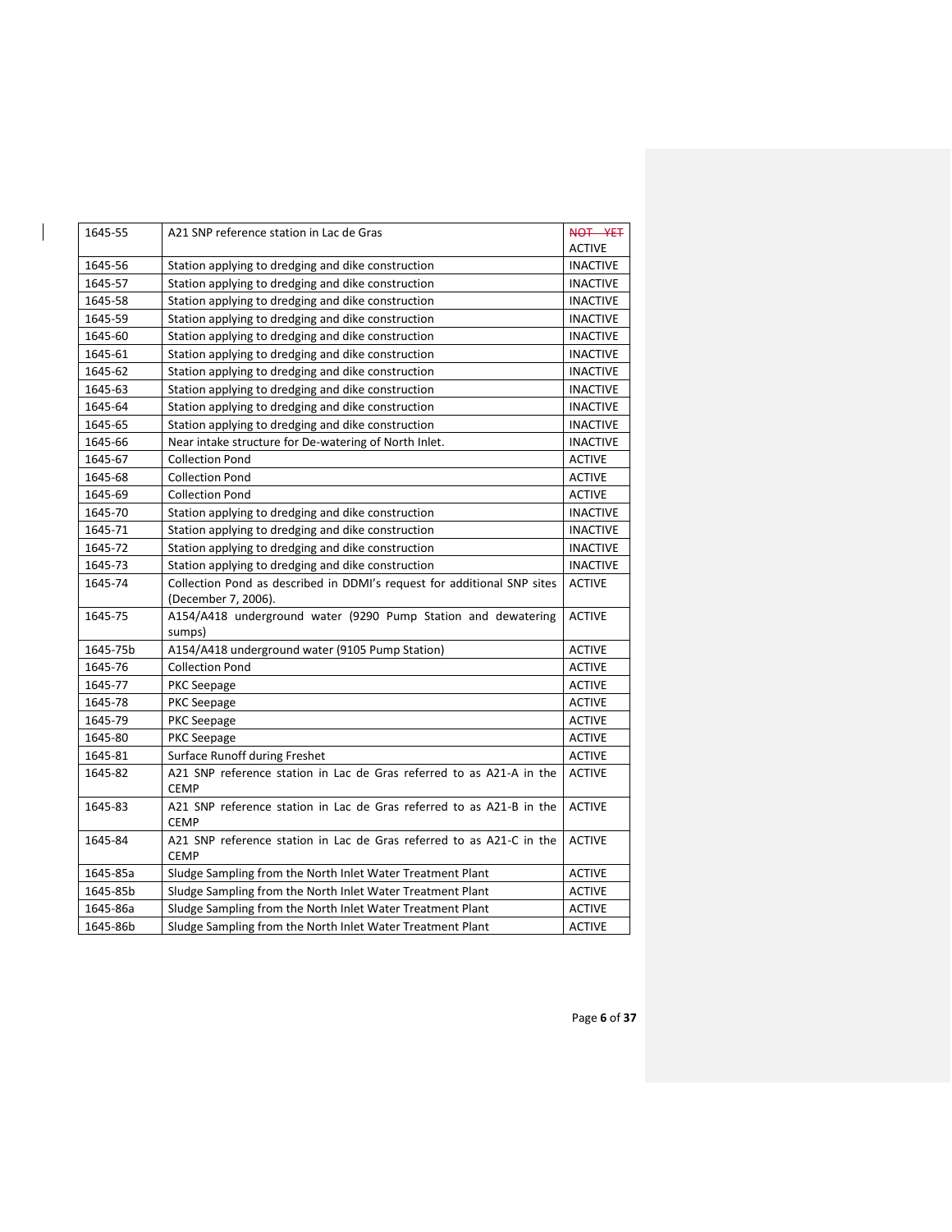| | | |
|---|---|---|
| 1645-55 | A21 SNP reference station in Lac de Gras | ~~NOT YET~~ ACTIVE |
| 1645-56 | Station applying to dredging and dike construction | INACTIVE |
| 1645-57 | Station applying to dredging and dike construction | INACTIVE |
| 1645-58 | Station applying to dredging and dike construction | INACTIVE |
| 1645-59 | Station applying to dredging and dike construction | INACTIVE |
| 1645-60 | Station applying to dredging and dike construction | INACTIVE |
| 1645-61 | Station applying to dredging and dike construction | INACTIVE |
| 1645-62 | Station applying to dredging and dike construction | INACTIVE |
| 1645-63 | Station applying to dredging and dike construction | INACTIVE |
| 1645-64 | Station applying to dredging and dike construction | INACTIVE |
| 1645-65 | Station applying to dredging and dike construction | INACTIVE |
| 1645-66 | Near intake structure for De-watering of North Inlet. | INACTIVE |
| 1645-67 | Collection Pond | ACTIVE |
| 1645-68 | Collection Pond | ACTIVE |
| 1645-69 | Collection Pond | ACTIVE |
| 1645-70 | Station applying to dredging and dike construction | INACTIVE |
| 1645-71 | Station applying to dredging and dike construction | INACTIVE |
| 1645-72 | Station applying to dredging and dike construction | INACTIVE |
| 1645-73 | Station applying to dredging and dike construction | INACTIVE |
| 1645-74 | Collection Pond as described in DDMI's request for additional SNP sites (December 7, 2006). | ACTIVE |
| 1645-75 | A154/A418 underground water (9290 Pump Station and dewatering sumps) | ACTIVE |
| 1645-75b | A154/A418 underground water (9105 Pump Station) | ACTIVE |
| 1645-76 | Collection Pond | ACTIVE |
| 1645-77 | PKC Seepage | ACTIVE |
| 1645-78 | PKC Seepage | ACTIVE |
| 1645-79 | PKC Seepage | ACTIVE |
| 1645-80 | PKC Seepage | ACTIVE |
| 1645-81 | Surface Runoff during Freshet | ACTIVE |
| 1645-82 | A21 SNP reference station in Lac de Gras referred to as A21-A in the CEMP | ACTIVE |
| 1645-83 | A21 SNP reference station in Lac de Gras referred to as A21-B in the CEMP | ACTIVE |
| 1645-84 | A21 SNP reference station in Lac de Gras referred to as A21-C in the CEMP | ACTIVE |
| 1645-85a | Sludge Sampling from the North Inlet Water Treatment Plant | ACTIVE |
| 1645-85b | Sludge Sampling from the North Inlet Water Treatment Plant | ACTIVE |
| 1645-86a | Sludge Sampling from the North Inlet Water Treatment Plant | ACTIVE |
| 1645-86b | Sludge Sampling from the North Inlet Water Treatment Plant | ACTIVE |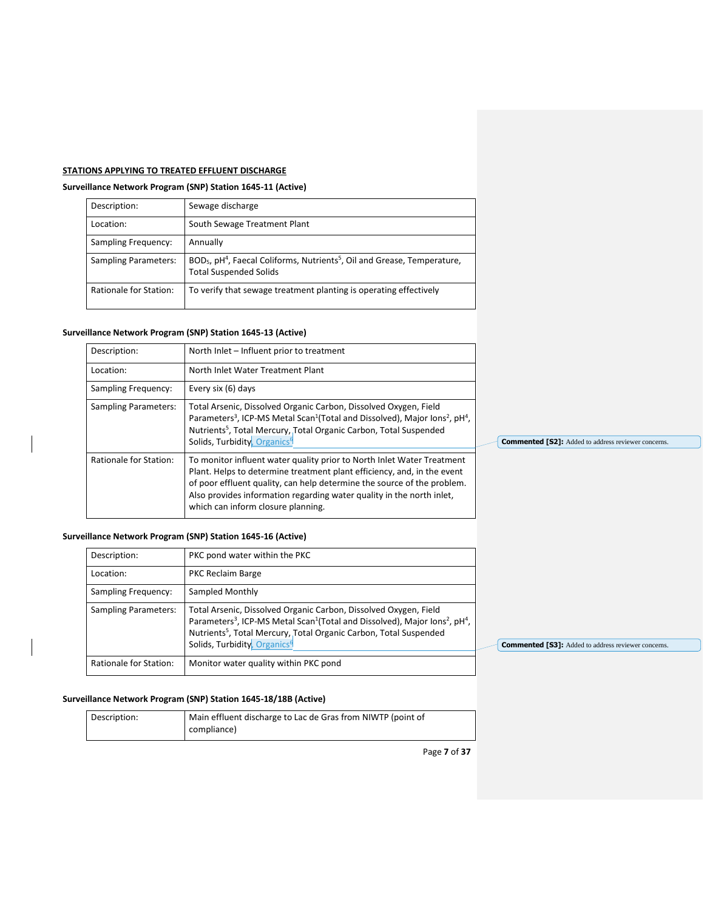**STATIONS APPLYING TO TREATED EFFLUENT DISCHARGE**

**Surveillance Network Program (SNP) Station 1645-11 (Active)**

| | |
|---|---|
| Description: | Sewage discharge |
| Location: | South Sewage Treatment Plant |
| Sampling Frequency: | Annually |
| Sampling Parameters: | $BOD_5$, pH[4], Faecal Coliforms, Nutrients[5], Oil and Grease, Temperature, Total Suspended Solids |
| Rationale for Station: | To verify that sewage treatment planting is operating effectively |

**Surveillance Network Program (SNP) Station 1645-13 (Active)**

| | |
|---|---|
| Description: | North Inlet – Influent prior to treatment |
| Location: | North Inlet Water Treatment Plant |
| Sampling Frequency: | Every six (6) days |
| Sampling Parameters: | Total Arsenic, Dissolved Organic Carbon, Dissolved Oxygen, Field Parameters[3], ICP-MS Metal Scan[1](Total and Dissolved), Major Ions[2], pH[4], Nutrients[5], Total Mercury, Total Organic Carbon, Total Suspended Solids, Turbidity, Organics[6] |
| Rationale for Station: | To monitor influent water quality prior to North Inlet Water Treatment Plant. Helps to determine treatment plant efficiency, and, in the event of poor effluent quality, can help determine the source of the problem. Also provides information regarding water quality in the north inlet, which can inform closure planning. |

Commented [S2]: Added to address reviewer concerns.

**Surveillance Network Program (SNP) Station 1645-16 (Active)**

| | |
|---|---|
| Description: | PKC pond water within the PKC |
| Location: | PKC Reclaim Barge |
| Sampling Frequency: | Sampled Monthly |
| Sampling Parameters: | Total Arsenic, Dissolved Organic Carbon, Dissolved Oxygen, Field Parameters[3], ICP-MS Metal Scan[1](Total and Dissolved), Major Ions[2], pH[4], Nutrients[5], Total Mercury, Total Organic Carbon, Total Suspended Solids, Turbidity, Organics[6] |
| Rationale for Station: | Monitor water quality within PKC pond |

Commented [S3]: Added to address reviewer concerns.

**Surveillance Network Program (SNP) Station 1645-18/18B (Active)**

| | |
|---|---|
| Description: | Main effluent discharge to Lac de Gras from NIWTP (point of compliance) |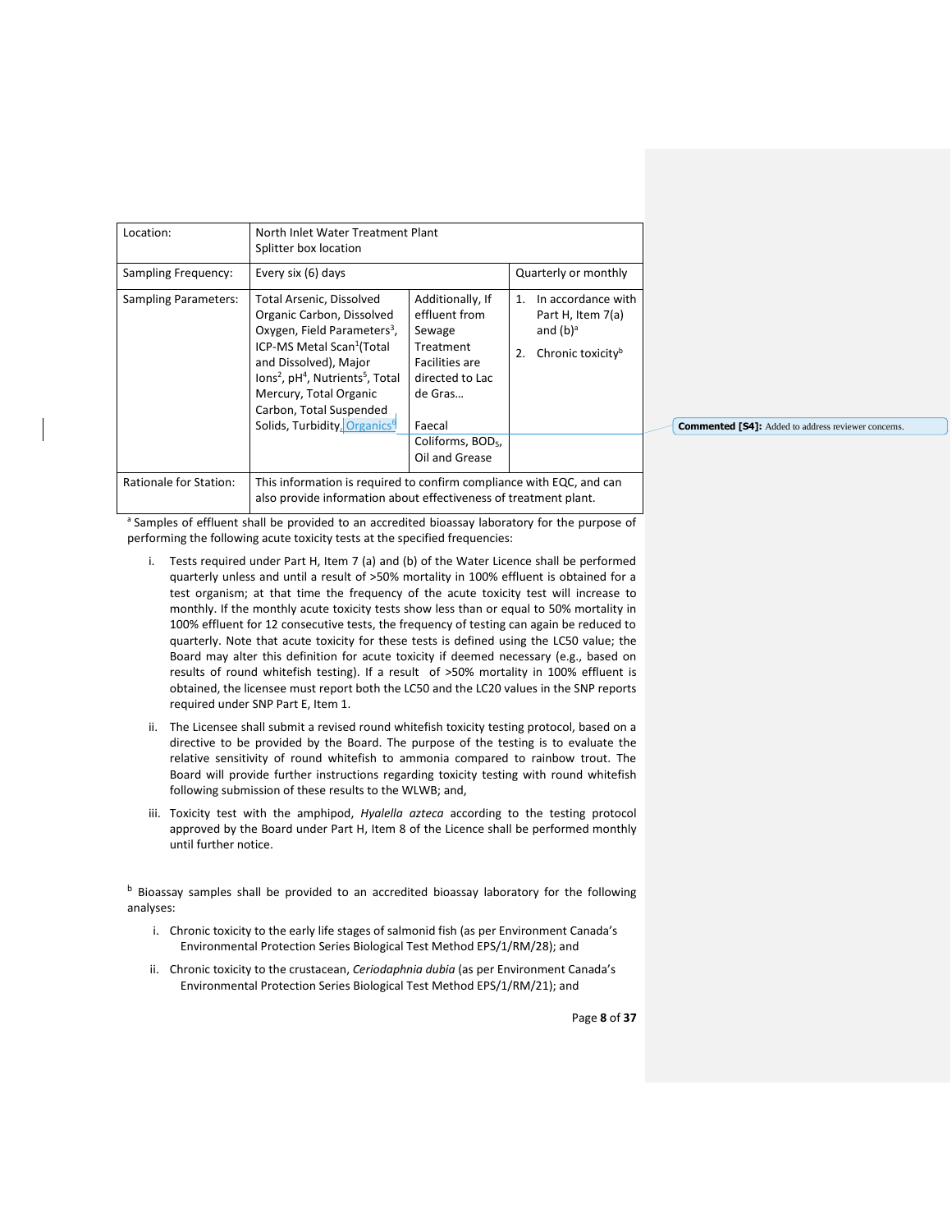| | | | |
|---|---|---|---|
| Location: | North Inlet Water Treatment Plant<br>Splitter box location | | |
| Sampling Frequency: | Every six (6) days | | Quarterly or monthly |
| Sampling Parameters: | Total Arsenic, Dissolved Organic Carbon, Dissolved Oxygen, Field Parameters[3], ICP-MS Metal Scan[1](Total and Dissolved), Major Ions[2], pH[4], Nutrients[5], Total Mercury, Total Organic Carbon, Total Suspended Solids, Turbidity, Organics[6] | Additionally, If effluent from Sewage Treatment Facilities are directed to Lac de Gras…<br><br>Faecal Coliforms, $BOD_5$, Oil and Grease | 1. In accordance with Part H, Item 7(a) and (b)[a]<br>2. Chronic toxicity[b] |
| Rationale for Station: | This information is required to confirm compliance with EQC, and can also provide information about effectiveness of treatment plant. | | |

Commented [S4]: Added to address reviewer concerns.

[a] Samples of effluent shall be provided to an accredited bioassay laboratory for the purpose of performing the following acute toxicity tests at the specified frequencies:

i. Tests required under Part H, Item 7 (a) and (b) of the Water Licence shall be performed quarterly unless and until a result of >50% mortality in 100% effluent is obtained for a test organism; at that time the frequency of the acute toxicity test will increase to monthly. If the monthly acute toxicity tests show less than or equal to 50% mortality in 100% effluent for 12 consecutive tests, the frequency of testing can again be reduced to quarterly. Note that acute toxicity for these tests is defined using the LC50 value; the Board may alter this definition for acute toxicity if deemed necessary (e.g., based on results of round whitefish testing). If a result of >50% mortality in 100% effluent is obtained, the licensee must report both the LC50 and the LC20 values in the SNP reports required under SNP Part E, Item 1.

ii. The Licensee shall submit a revised round whitefish toxicity testing protocol, based on a directive to be provided by the Board. The purpose of the testing is to evaluate the relative sensitivity of round whitefish to ammonia compared to rainbow trout. The Board will provide further instructions regarding toxicity testing with round whitefish following submission of these results to the WLWB; and,

iii. Toxicity test with the amphipod, *Hyalella azteca* according to the testing protocol approved by the Board under Part H, Item 8 of the Licence shall be performed monthly until further notice.

[b] Bioassay samples shall be provided to an accredited bioassay laboratory for the following analyses:

i. Chronic toxicity to the early life stages of salmonid fish (as per Environment Canada's Environmental Protection Series Biological Test Method EPS/1/RM/28); and

ii. Chronic toxicity to the crustacean, *Ceriodaphnia dubia* (as per Environment Canada's Environmental Protection Series Biological Test Method EPS/1/RM/21); and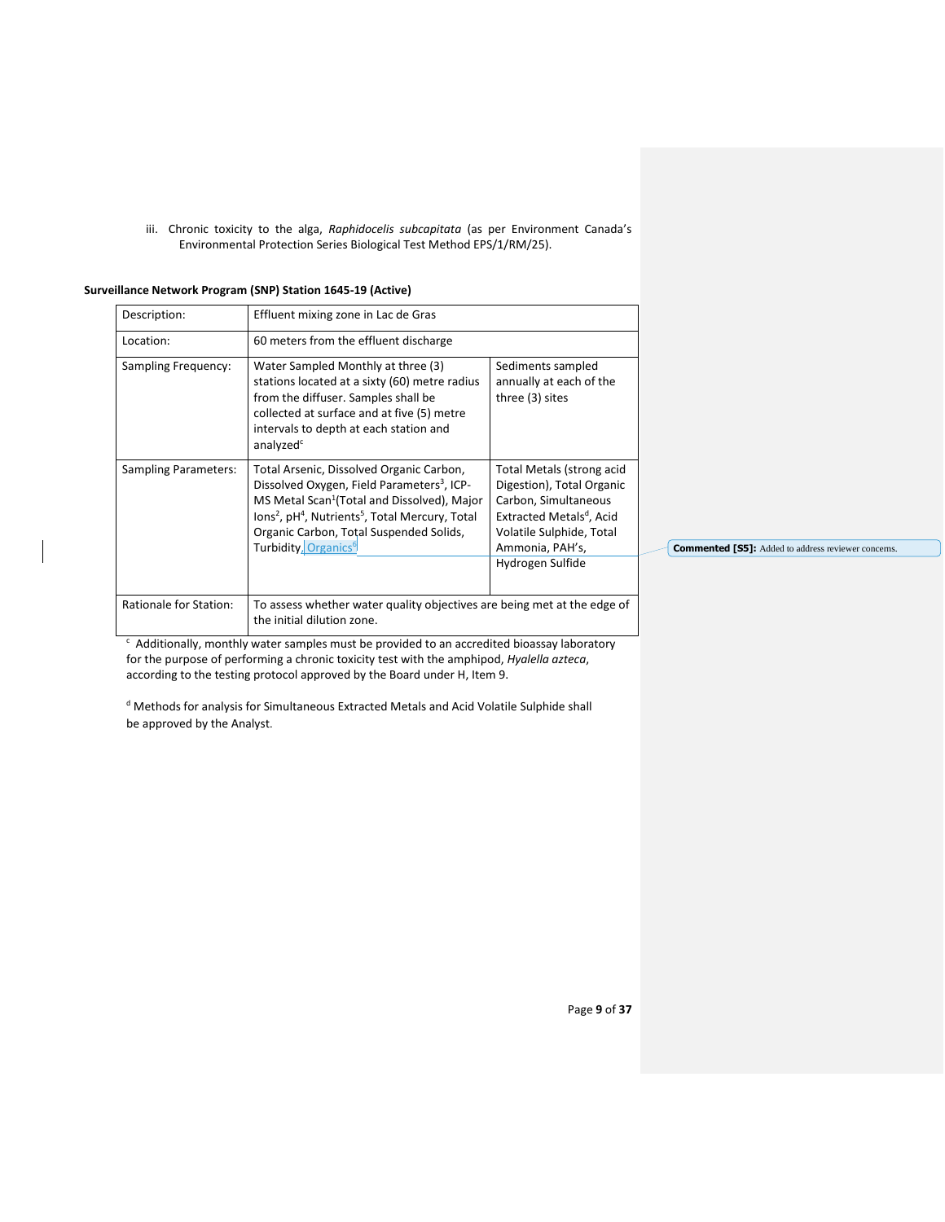iii. Chronic toxicity to the alga, *Raphidocelis subcapitata* (as per Environment Canada's Environmental Protection Series Biological Test Method EPS/1/RM/25).

**Surveillance Network Program (SNP) Station 1645-19 (Active)**

| | | |
|---|---|---|
| Description: | Effluent mixing zone in Lac de Gras | |
| Location: | 60 meters from the effluent discharge | |
| Sampling Frequency: | Water Sampled Monthly at three (3) stations located at a sixty (60) metre radius from the diffuser. Samples shall be collected at surface and at five (5) metre intervals to depth at each station and analyzed[c] | Sediments sampled annually at each of the three (3) sites |
| Sampling Parameters: | Total Arsenic, Dissolved Organic Carbon, Dissolved Oxygen, Field Parameters[3], ICP-MS Metal Scan[1](Total and Dissolved), Major Ions[2], pH[4], Nutrients[5], Total Mercury, Total Organic Carbon, Total Suspended Solids, Turbidity, Organics[6] | Total Metals (strong acid Digestion), Total Organic Carbon, Simultaneous Extracted Metals[d], Acid Volatile Sulphide, Total Ammonia, PAH's, Hydrogen Sulfide |
| Rationale for Station: | To assess whether water quality objectives are being met at the edge of the initial dilution zone. | |

Commented [S5]: Added to address reviewer concerns.

[c] Additionally, monthly water samples must be provided to an accredited bioassay laboratory for the purpose of performing a chronic toxicity test with the amphipod, *Hyalella azteca*, according to the testing protocol approved by the Board under H, Item 9.

[d] Methods for analysis for Simultaneous Extracted Metals and Acid Volatile Sulphide shall be approved by the Analyst.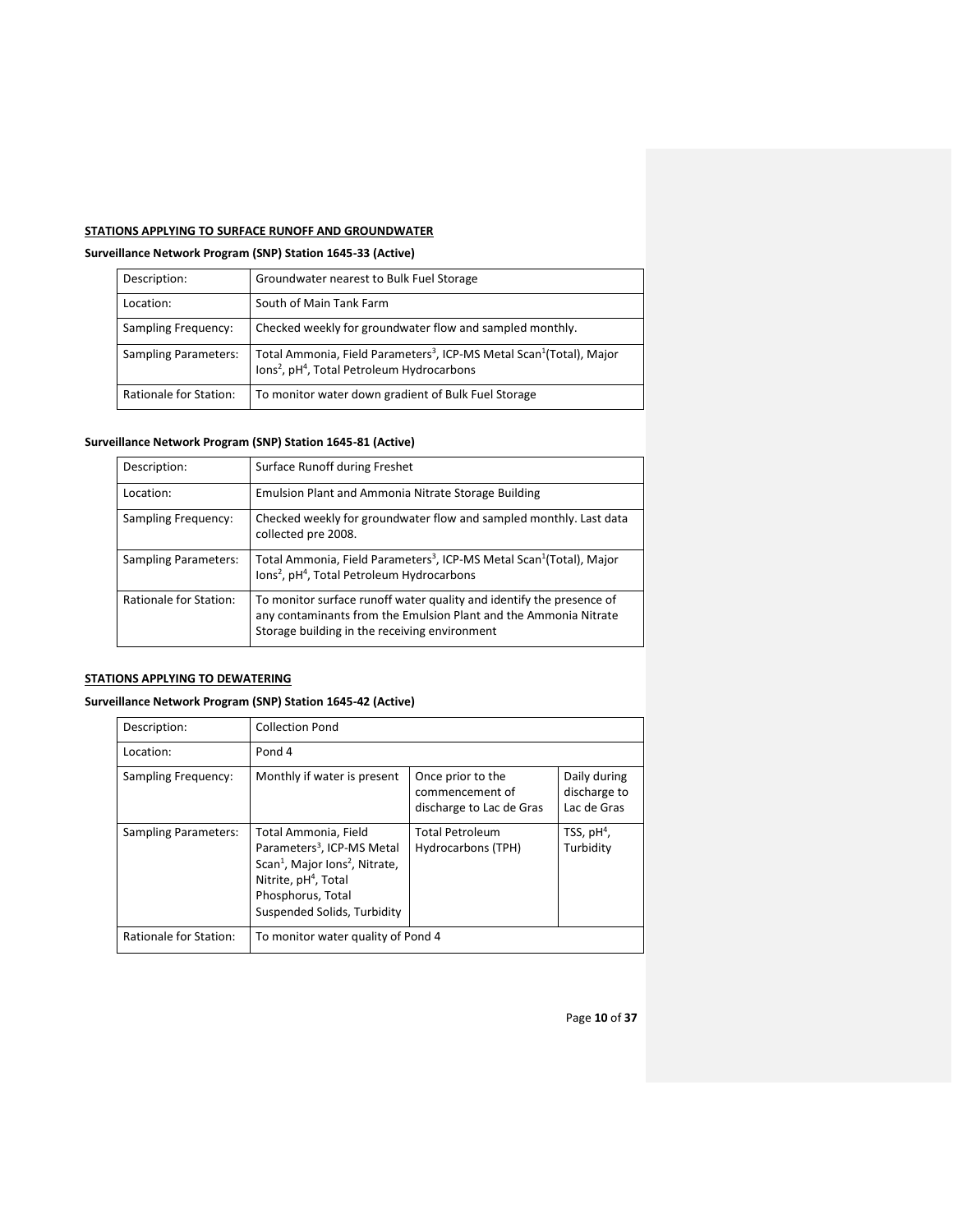**STATIONS APPLYING TO SURFACE RUNOFF AND GROUNDWATER**

**Surveillance Network Program (SNP) Station 1645-33 (Active)**

| | |
|---|---|
| Description: | Groundwater nearest to Bulk Fuel Storage |
| Location: | South of Main Tank Farm |
| Sampling Frequency: | Checked weekly for groundwater flow and sampled monthly. |
| Sampling Parameters: | Total Ammonia, Field Parameters[3], ICP-MS Metal Scan[1](Total), Major Ions[2], pH[4], Total Petroleum Hydrocarbons |
| Rationale for Station: | To monitor water down gradient of Bulk Fuel Storage |

**Surveillance Network Program (SNP) Station 1645-81 (Active)**

| | |
|---|---|
| Description: | Surface Runoff during Freshet |
| Location: | Emulsion Plant and Ammonia Nitrate Storage Building |
| Sampling Frequency: | Checked weekly for groundwater flow and sampled monthly. Last data collected pre 2008. |
| Sampling Parameters: | Total Ammonia, Field Parameters[3], ICP-MS Metal Scan[1](Total), Major Ions[2], pH[4], Total Petroleum Hydrocarbons |
| Rationale for Station: | To monitor surface runoff water quality and identify the presence of any contaminants from the Emulsion Plant and the Ammonia Nitrate Storage building in the receiving environment |

**STATIONS APPLYING TO DEWATERING**

**Surveillance Network Program (SNP) Station 1645-42 (Active)**

| | | | |
|---|---|---|---|
| Description: | Collection Pond | | |
| Location: | Pond 4 | | |
| Sampling Frequency: | Monthly if water is present | Once prior to the commencement of discharge to Lac de Gras | Daily during discharge to Lac de Gras |
| Sampling Parameters: | Total Ammonia, Field Parameters[3], ICP-MS Metal Scan[1], Major Ions[2], Nitrate, Nitrite, pH[4], Total Phosphorus, Total Suspended Solids, Turbidity | Total Petroleum Hydrocarbons (TPH) | TSS, pH[4], Turbidity |
| Rationale for Station: | To monitor water quality of Pond 4 | | |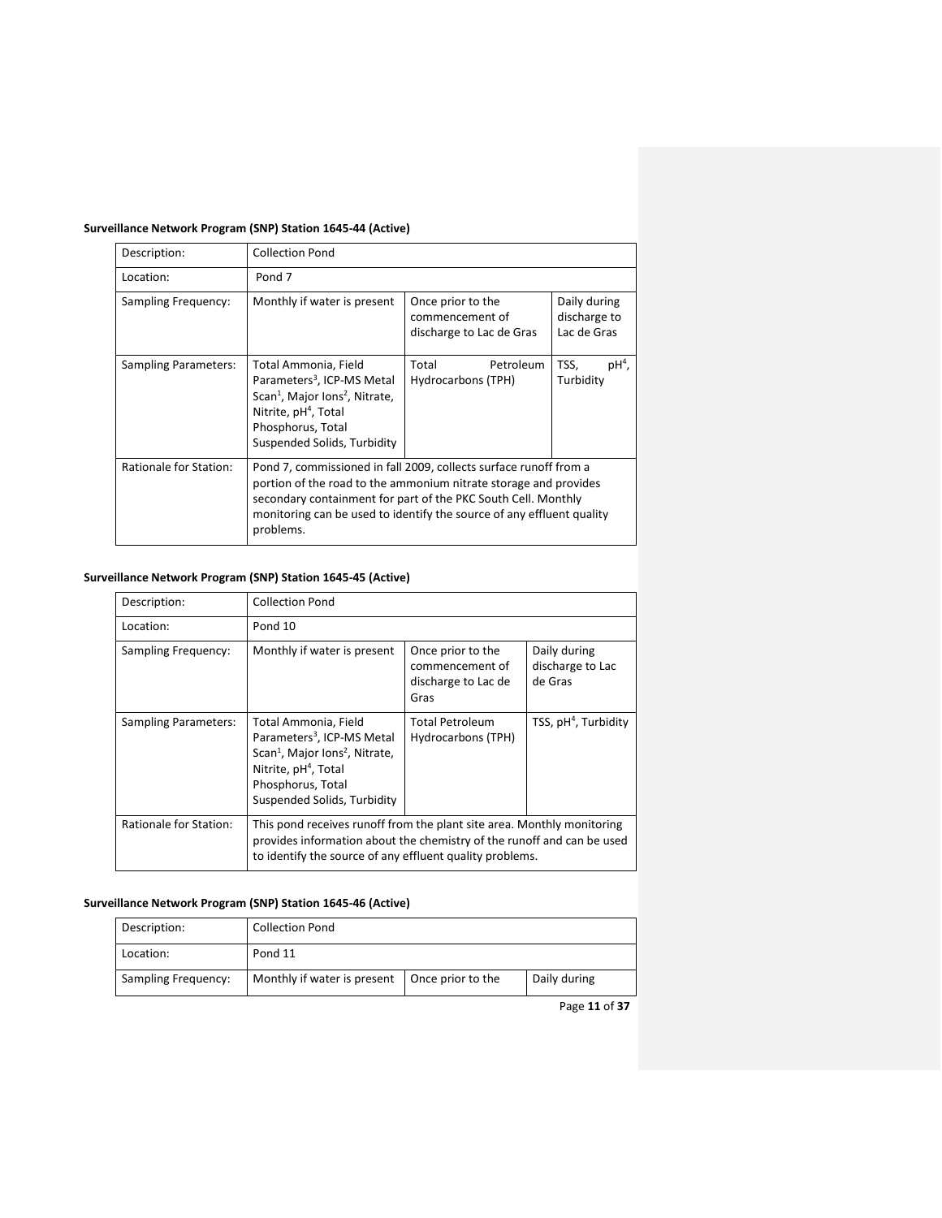**Surveillance Network Program (SNP) Station 1645-44 (Active)**

| | | | |
|---|---|---|---|
| Description: | Collection Pond | | |
| Location: | Pond 7 | | |
| Sampling Frequency: | Monthly if water is present | Once prior to the commencement of discharge to Lac de Gras | Daily during discharge to Lac de Gras |
| Sampling Parameters: | Total Ammonia, Field Parameters[3], ICP-MS Metal Scan[1], Major Ions[2], Nitrate, Nitrite, pH[4], Total Phosphorus, Total Suspended Solids, Turbidity | Total Petroleum Hydrocarbons (TPH) | TSS, pH[4], Turbidity |
| Rationale for Station: | Pond 7, commissioned in fall 2009, collects surface runoff from a portion of the road to the ammonium nitrate storage and provides secondary containment for part of the PKC South Cell. Monthly monitoring can be used to identify the source of any effluent quality problems. | | |

**Surveillance Network Program (SNP) Station 1645-45 (Active)**

| | | | |
|---|---|---|---|
| Description: | Collection Pond | | |
| Location: | Pond 10 | | |
| Sampling Frequency: | Monthly if water is present | Once prior to the commencement of discharge to Lac de Gras | Daily during discharge to Lac de Gras |
| Sampling Parameters: | Total Ammonia, Field Parameters[3], ICP-MS Metal Scan[1], Major Ions[2], Nitrate, Nitrite, pH[4], Total Phosphorus, Total Suspended Solids, Turbidity | Total Petroleum Hydrocarbons (TPH) | TSS, pH[4], Turbidity |
| Rationale for Station: | This pond receives runoff from the plant site area. Monthly monitoring provides information about the chemistry of the runoff and can be used to identify the source of any effluent quality problems. | | |

**Surveillance Network Program (SNP) Station 1645-46 (Active)**

| | | | |
|---|---|---|---|
| Description: | Collection Pond | | |
| Location: | Pond 11 | | |
| Sampling Frequency: | Monthly if water is present | Once prior to the | Daily during |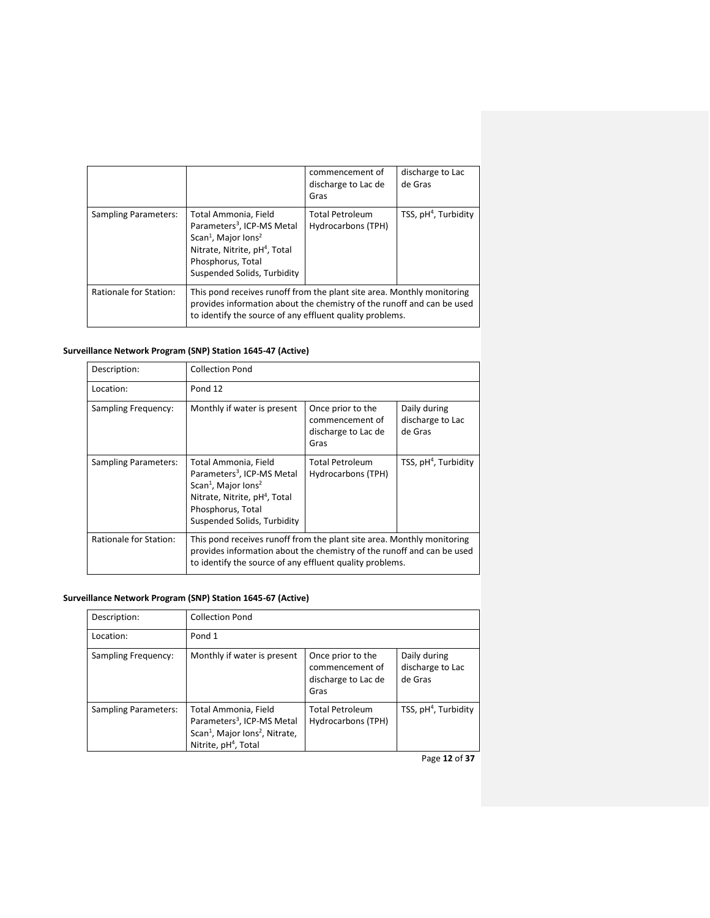| | | | |
|---|---|---|---|
| | | commencement of discharge to Lac de Gras | discharge to Lac de Gras |
| Sampling Parameters: | Total Ammonia, Field Parameters[3], ICP-MS Metal Scan[1], Major Ions[2] Nitrate, Nitrite, pH[4], Total Phosphorus, Total Suspended Solids, Turbidity | Total Petroleum Hydrocarbons (TPH) | TSS, pH[4], Turbidity |
| Rationale for Station: | This pond receives runoff from the plant site area. Monthly monitoring provides information about the chemistry of the runoff and can be used to identify the source of any effluent quality problems. | | |

**Surveillance Network Program (SNP) Station 1645-47 (Active)**

| | | | |
|---|---|---|---|
| Description: | Collection Pond | | |
| Location: | Pond 12 | | |
| Sampling Frequency: | Monthly if water is present | Once prior to the commencement of discharge to Lac de Gras | Daily during discharge to Lac de Gras |
| Sampling Parameters: | Total Ammonia, Field Parameters[3], ICP-MS Metal Scan[1], Major Ions[2] Nitrate, Nitrite, pH[4], Total Phosphorus, Total Suspended Solids, Turbidity | Total Petroleum Hydrocarbons (TPH) | TSS, pH[4], Turbidity |
| Rationale for Station: | This pond receives runoff from the plant site area. Monthly monitoring provides information about the chemistry of the runoff and can be used to identify the source of any effluent quality problems. | | |

**Surveillance Network Program (SNP) Station 1645-67 (Active)**

| | | | |
|---|---|---|---|
| Description: | Collection Pond | | |
| Location: | Pond 1 | | |
| Sampling Frequency: | Monthly if water is present | Once prior to the commencement of discharge to Lac de Gras | Daily during discharge to Lac de Gras |
| Sampling Parameters: | Total Ammonia, Field Parameters[3], ICP-MS Metal Scan[1], Major Ions[2], Nitrate, Nitrite, pH[4], Total | Total Petroleum Hydrocarbons (TPH) | TSS, pH[4], Turbidity |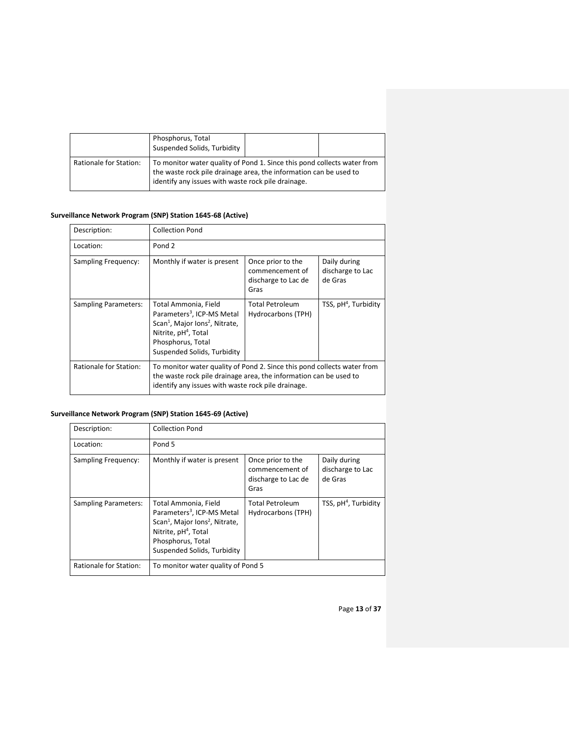| | | | |
|---|---|---|---|
| | Phosphorus, Total Suspended Solids, Turbidity | | |
| Rationale for Station: | To monitor water quality of Pond 1. Since this pond collects water from the waste rock pile drainage area, the information can be used to identify any issues with waste rock pile drainage. | | |

**Surveillance Network Program (SNP) Station 1645-68 (Active)**

| | | | |
|---|---|---|---|
| Description: | Collection Pond | | |
| Location: | Pond 2 | | |
| Sampling Frequency: | Monthly if water is present | Once prior to the commencement of discharge to Lac de Gras | Daily during discharge to Lac de Gras |
| Sampling Parameters: | Total Ammonia, Field Parameters[3], ICP-MS Metal Scan[1], Major Ions[2], Nitrate, Nitrite, pH[4], Total Phosphorus, Total Suspended Solids, Turbidity | Total Petroleum Hydrocarbons (TPH) | TSS, pH[4], Turbidity |
| Rationale for Station: | To monitor water quality of Pond 2. Since this pond collects water from the waste rock pile drainage area, the information can be used to identify any issues with waste rock pile drainage. | | |

**Surveillance Network Program (SNP) Station 1645-69 (Active)**

| | | | |
|---|---|---|---|
| Description: | Collection Pond | | |
| Location: | Pond 5 | | |
| Sampling Frequency: | Monthly if water is present | Once prior to the commencement of discharge to Lac de Gras | Daily during discharge to Lac de Gras |
| Sampling Parameters: | Total Ammonia, Field Parameters[3], ICP-MS Metal Scan[1], Major Ions[2], Nitrate, Nitrite, pH[4], Total Phosphorus, Total Suspended Solids, Turbidity | Total Petroleum Hydrocarbons (TPH) | TSS, pH[4], Turbidity |
| Rationale for Station: | To monitor water quality of Pond 5 | | |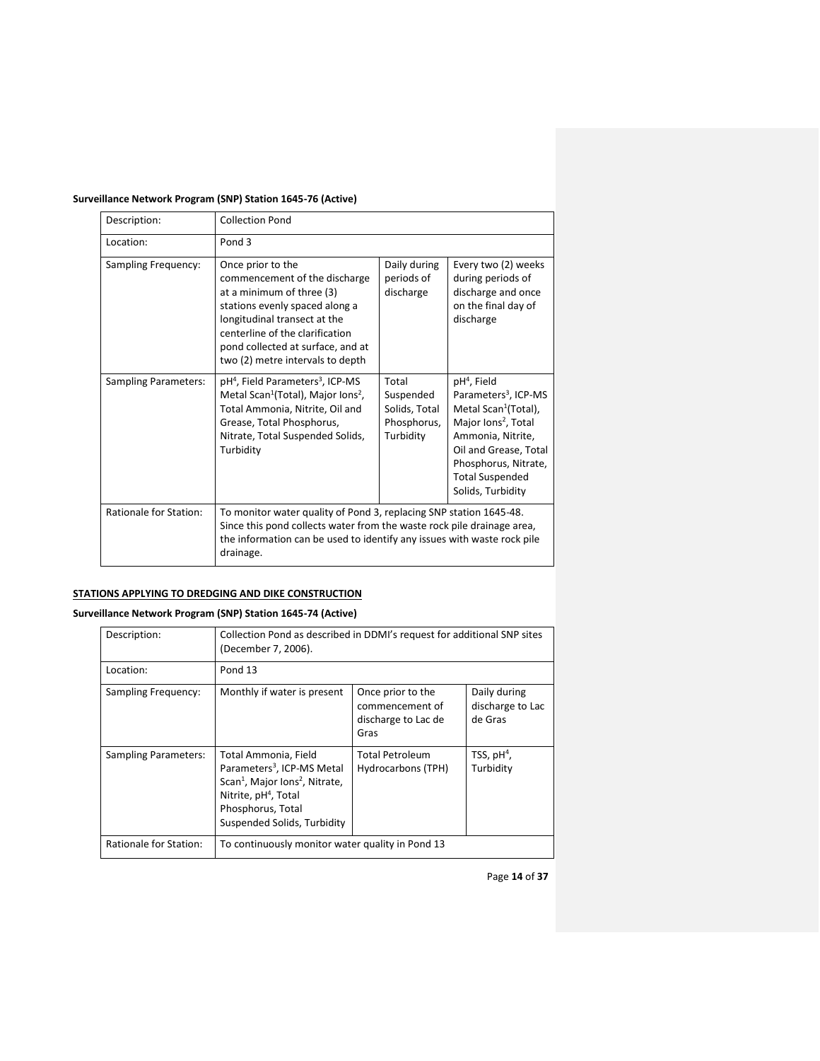**Surveillance Network Program (SNP) Station 1645-76 (Active)**

| | | | |
|---|---|---|---|
| Description: | Collection Pond | | |
| Location: | Pond 3 | | |
| Sampling Frequency: | Once prior to the commencement of the discharge at a minimum of three (3) stations evenly spaced along a longitudinal transect at the centerline of the clarification pond collected at surface, and at two (2) metre intervals to depth | Daily during periods of discharge | Every two (2) weeks during periods of discharge and once on the final day of discharge |
| Sampling Parameters: | pH[4], Field Parameters[3], ICP-MS Metal Scan[1](Total), Major Ions[2], Total Ammonia, Nitrite, Oil and Grease, Total Phosphorus, Nitrate, Total Suspended Solids, Turbidity | Total Suspended Solids, Total Phosphorus, Turbidity | pH[4], Field Parameters[3], ICP-MS Metal Scan[1](Total), Major Ions[2], Total Ammonia, Nitrite, Oil and Grease, Total Phosphorus, Nitrate, Total Suspended Solids, Turbidity |
| Rationale for Station: | To monitor water quality of Pond 3, replacing SNP station 1645-48. Since this pond collects water from the waste rock pile drainage area, the information can be used to identify any issues with waste rock pile drainage. | | |

**STATIONS APPLYING TO DREDGING AND DIKE CONSTRUCTION**

**Surveillance Network Program (SNP) Station 1645-74 (Active)**

| | | | |
|---|---|---|---|
| Description: | Collection Pond as described in DDMI's request for additional SNP sites (December 7, 2006). | | |
| Location: | Pond 13 | | |
| Sampling Frequency: | Monthly if water is present | Once prior to the commencement of discharge to Lac de Gras | Daily during discharge to Lac de Gras |
| Sampling Parameters: | Total Ammonia, Field Parameters[3], ICP-MS Metal Scan[1], Major Ions[2], Nitrate, Nitrite, pH[4], Total Phosphorus, Total Suspended Solids, Turbidity | Total Petroleum Hydrocarbons (TPH) | TSS, pH[4], Turbidity |
| Rationale for Station: | To continuously monitor water quality in Pond 13 | | |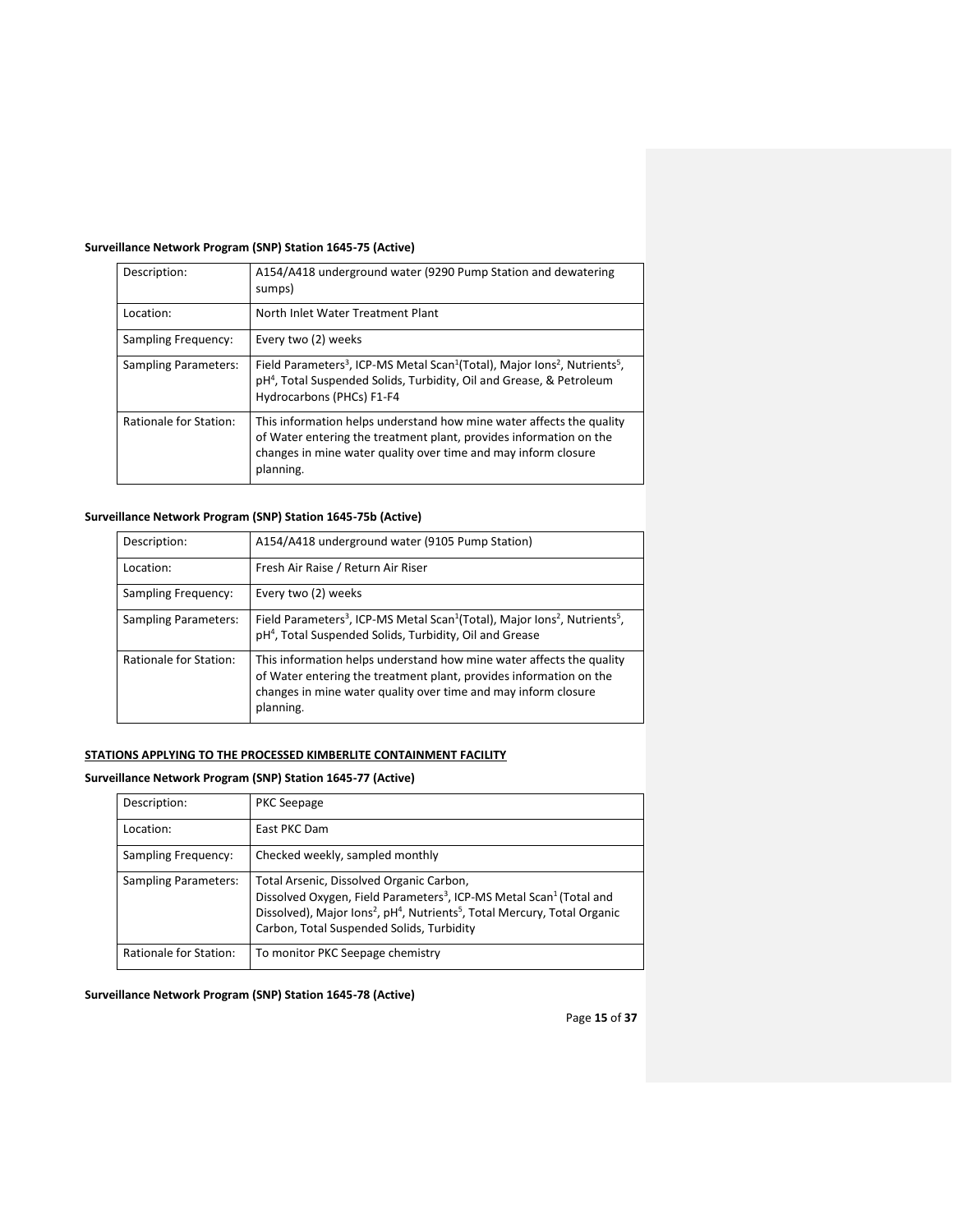**Surveillance Network Program (SNP) Station 1645-75 (Active)**

| | |
|---|---|
| Description: | A154/A418 underground water (9290 Pump Station and dewatering sumps) |
| Location: | North Inlet Water Treatment Plant |
| Sampling Frequency: | Every two (2) weeks |
| Sampling Parameters: | Field Parameters[3], ICP-MS Metal Scan[1](Total), Major Ions[2], Nutrients[5], pH[4], Total Suspended Solids, Turbidity, Oil and Grease, & Petroleum Hydrocarbons (PHCs) F1-F4 |
| Rationale for Station: | This information helps understand how mine water affects the quality of Water entering the treatment plant, provides information on the changes in mine water quality over time and may inform closure planning. |

**Surveillance Network Program (SNP) Station 1645-75b (Active)**

| | |
|---|---|
| Description: | A154/A418 underground water (9105 Pump Station) |
| Location: | Fresh Air Raise / Return Air Riser |
| Sampling Frequency: | Every two (2) weeks |
| Sampling Parameters: | Field Parameters[3], ICP-MS Metal Scan[1](Total), Major Ions[2], Nutrients[5], pH[4], Total Suspended Solids, Turbidity, Oil and Grease |
| Rationale for Station: | This information helps understand how mine water affects the quality of Water entering the treatment plant, provides information on the changes in mine water quality over time and may inform closure planning. |

**STATIONS APPLYING TO THE PROCESSED KIMBERLITE CONTAINMENT FACILITY**

**Surveillance Network Program (SNP) Station 1645-77 (Active)**

| | |
|---|---|
| Description: | PKC Seepage |
| Location: | East PKC Dam |
| Sampling Frequency: | Checked weekly, sampled monthly |
| Sampling Parameters: | Total Arsenic, Dissolved Organic Carbon, Dissolved Oxygen, Field Parameters[3], ICP-MS Metal Scan[1] (Total and Dissolved), Major Ions[2], pH[4], Nutrients[5], Total Mercury, Total Organic Carbon, Total Suspended Solids, Turbidity |
| Rationale for Station: | To monitor PKC Seepage chemistry |

**Surveillance Network Program (SNP) Station 1645-78 (Active)**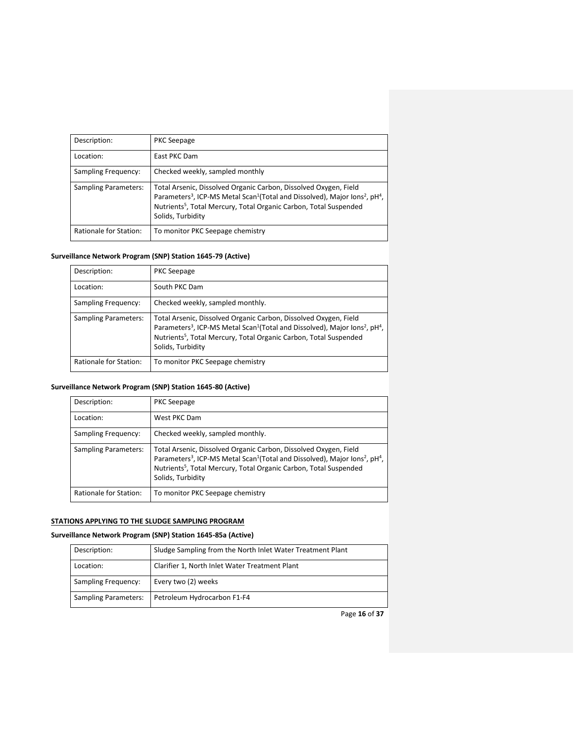| | |
|---|---|
| Description: | PKC Seepage |
| Location: | East PKC Dam |
| Sampling Frequency: | Checked weekly, sampled monthly |
| Sampling Parameters: | Total Arsenic, Dissolved Organic Carbon, Dissolved Oxygen, Field Parameters[3], ICP-MS Metal Scan[1](Total and Dissolved), Major Ions[2], pH[4], Nutrients[5], Total Mercury, Total Organic Carbon, Total Suspended Solids, Turbidity |
| Rationale for Station: | To monitor PKC Seepage chemistry |

**Surveillance Network Program (SNP) Station 1645-79 (Active)**

| | |
|---|---|
| Description: | PKC Seepage |
| Location: | South PKC Dam |
| Sampling Frequency: | Checked weekly, sampled monthly. |
| Sampling Parameters: | Total Arsenic, Dissolved Organic Carbon, Dissolved Oxygen, Field Parameters[3], ICP-MS Metal Scan[1](Total and Dissolved), Major Ions[2], pH[4], Nutrients[5], Total Mercury, Total Organic Carbon, Total Suspended Solids, Turbidity |
| Rationale for Station: | To monitor PKC Seepage chemistry |

**Surveillance Network Program (SNP) Station 1645-80 (Active)**

| | |
|---|---|
| Description: | PKC Seepage |
| Location: | West PKC Dam |
| Sampling Frequency: | Checked weekly, sampled monthly. |
| Sampling Parameters: | Total Arsenic, Dissolved Organic Carbon, Dissolved Oxygen, Field Parameters[3], ICP-MS Metal Scan[1](Total and Dissolved), Major Ions[2], pH[4], Nutrients[5], Total Mercury, Total Organic Carbon, Total Suspended Solids, Turbidity |
| Rationale for Station: | To monitor PKC Seepage chemistry |

**STATIONS APPLYING TO THE SLUDGE SAMPLING PROGRAM**

**Surveillance Network Program (SNP) Station 1645-85a (Active)**

| | |
|---|---|
| Description: | Sludge Sampling from the North Inlet Water Treatment Plant |
| Location: | Clarifier 1, North Inlet Water Treatment Plant |
| Sampling Frequency: | Every two (2) weeks |
| Sampling Parameters: | Petroleum Hydrocarbon F1-F4 |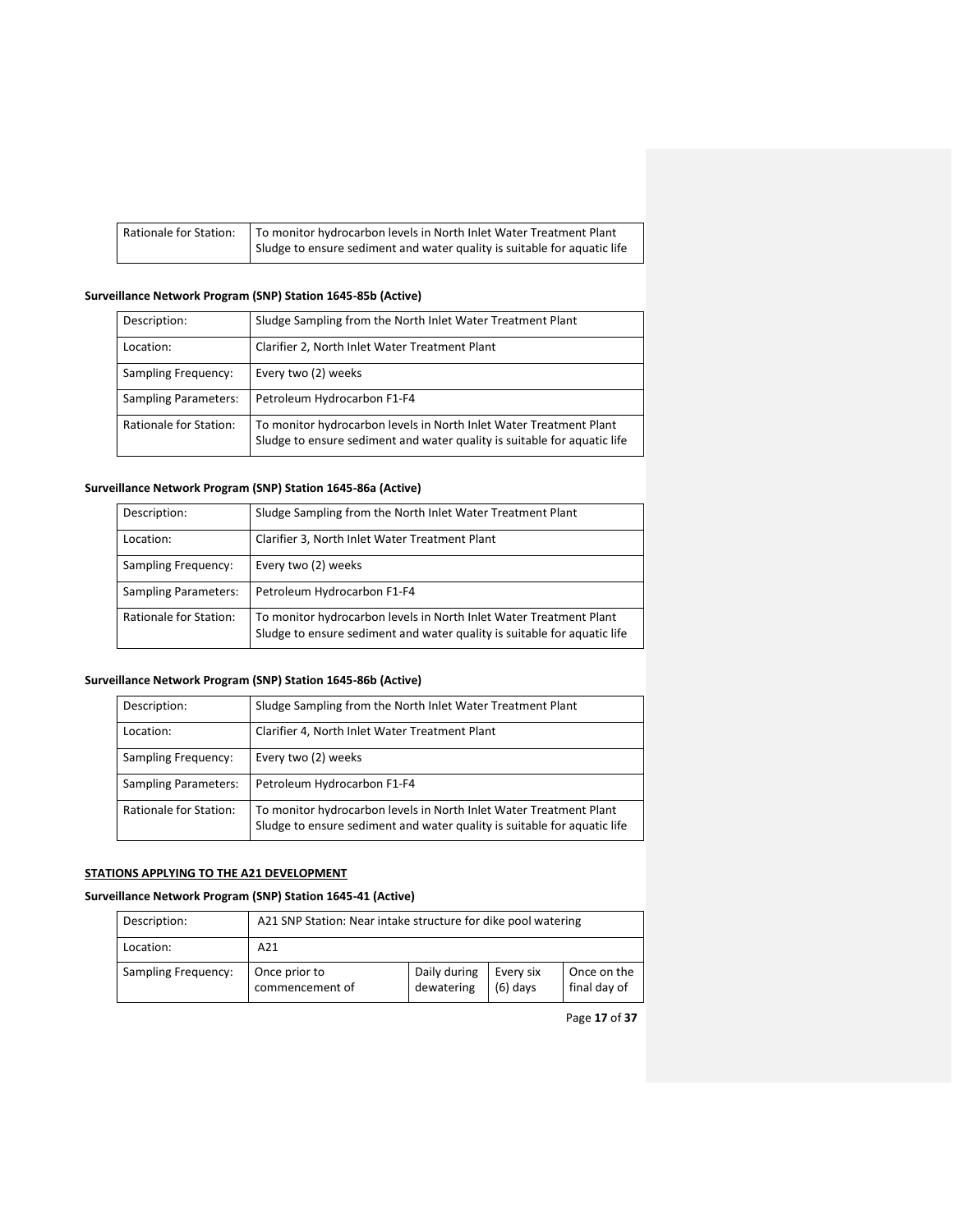| | |
|---|---|
| Rationale for Station: | To monitor hydrocarbon levels in North Inlet Water Treatment Plant Sludge to ensure sediment and water quality is suitable for aquatic life |

**Surveillance Network Program (SNP) Station 1645-85b (Active)**

| | |
|---|---|
| Description: | Sludge Sampling from the North Inlet Water Treatment Plant |
| Location: | Clarifier 2, North Inlet Water Treatment Plant |
| Sampling Frequency: | Every two (2) weeks |
| Sampling Parameters: | Petroleum Hydrocarbon F1-F4 |
| Rationale for Station: | To monitor hydrocarbon levels in North Inlet Water Treatment Plant Sludge to ensure sediment and water quality is suitable for aquatic life |

**Surveillance Network Program (SNP) Station 1645-86a (Active)**

| | |
|---|---|
| Description: | Sludge Sampling from the North Inlet Water Treatment Plant |
| Location: | Clarifier 3, North Inlet Water Treatment Plant |
| Sampling Frequency: | Every two (2) weeks |
| Sampling Parameters: | Petroleum Hydrocarbon F1-F4 |
| Rationale for Station: | To monitor hydrocarbon levels in North Inlet Water Treatment Plant Sludge to ensure sediment and water quality is suitable for aquatic life |

**Surveillance Network Program (SNP) Station 1645-86b (Active)**

| | |
|---|---|
| Description: | Sludge Sampling from the North Inlet Water Treatment Plant |
| Location: | Clarifier 4, North Inlet Water Treatment Plant |
| Sampling Frequency: | Every two (2) weeks |
| Sampling Parameters: | Petroleum Hydrocarbon F1-F4 |
| Rationale for Station: | To monitor hydrocarbon levels in North Inlet Water Treatment Plant Sludge to ensure sediment and water quality is suitable for aquatic life |

**<u>STATIONS APPLYING TO THE A21 DEVELOPMENT</u>**

**Surveillance Network Program (SNP) Station 1645-41 (Active)**

| | | | | |
|---|---|---|---|---|
| Description: | A21 SNP Station: Near intake structure for dike pool watering | | | |
| Location: | A21 | | | |
| Sampling Frequency: | Once prior to commencement of | Daily during dewatering | Every six (6) days | Once on the final day of |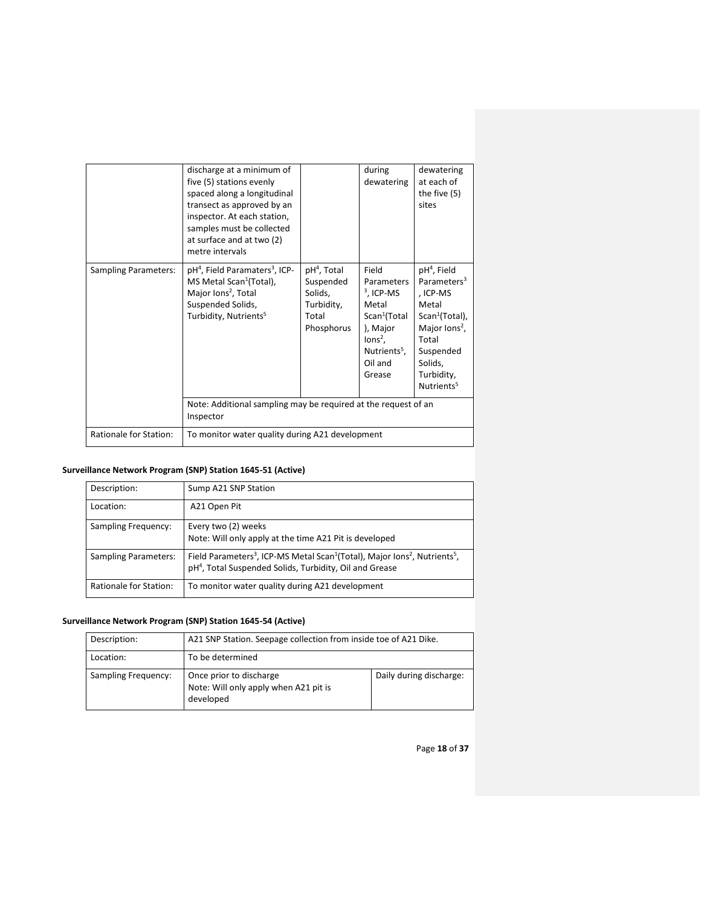| | | | | |
|---|---|---|---|---|
| | discharge at a minimum of five (5) stations evenly spaced along a longitudinal transect as approved by an inspector. At each station, samples must be collected at surface and at two (2) metre intervals | | during dewatering | dewatering at each of the five (5) sites |
| Sampling Parameters: | pH[4], Field Paramaters[3], ICP-MS Metal Scan[1](Total), Major Ions[2], Total Suspended Solids, Turbidity, Nutrients[5] | pH[4], Total Suspended Solids, Turbidity, Total Phosphorus | Field Parameters[3], ICP-MS Metal Scan[1](Total), Major Ions[2], Nutrients[5], Oil and Grease | pH[4], Field Parameters[3], ICP-MS Metal Scan[1](Total), Major Ions[2], Total Suspended Solids, Turbidity, Nutrients[5] |
| | Note: Additional sampling may be required at the request of an Inspector | | | |
| Rationale for Station: | To monitor water quality during A21 development | | | |

**Surveillance Network Program (SNP) Station 1645-51 (Active)**

| | |
|---|---|
| Description: | Sump A21 SNP Station |
| Location: | A21 Open Pit |
| Sampling Frequency: | Every two (2) weeks<br>Note: Will only apply at the time A21 Pit is developed |
| Sampling Parameters: | Field Parameters[3], ICP-MS Metal Scan[1](Total), Major Ions[2], Nutrients[5], pH[4], Total Suspended Solids, Turbidity, Oil and Grease |
| Rationale for Station: | To monitor water quality during A21 development |

**Surveillance Network Program (SNP) Station 1645-54 (Active)**

| | | |
|---|---|---|
| Description: | A21 SNP Station. Seepage collection from inside toe of A21 Dike. | |
| Location: | To be determined | |
| Sampling Frequency: | Once prior to discharge<br>Note: Will only apply when A21 pit is developed | Daily during discharge: |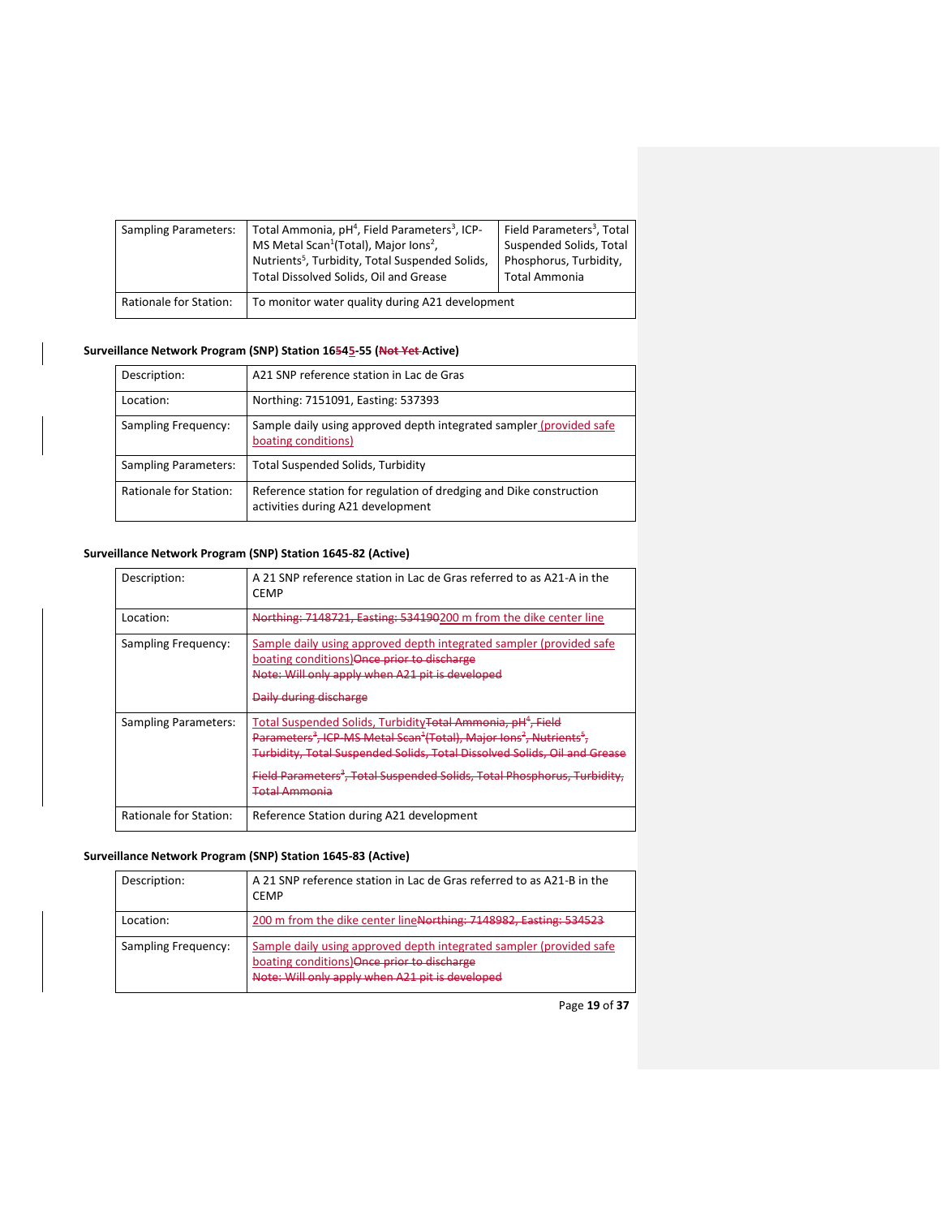| | | |
|---|---|---|
| Sampling Parameters: | Total Ammonia, pH[4], Field Parameters[3], ICP-MS Metal Scan[1](Total), Major Ions[2], Nutrients[5], Turbidity, Total Suspended Solids, Total Dissolved Solids, Oil and Grease | Field Parameters[3], Total Suspended Solids, Total Phosphorus, Turbidity, Total Ammonia |
| Rationale for Station: | To monitor water quality during A21 development | |

**Surveillance Network Program (SNP) Station 1654~~5~~5-55 (~~Not Yet~~ Active)**

| | |
|---|---|
| Description: | A21 SNP reference station in Lac de Gras |
| Location: | Northing: 7151091, Easting: 537393 |
| Sampling Frequency: | Sample daily using approved depth integrated sampler (provided safe boating conditions) |
| Sampling Parameters: | Total Suspended Solids, Turbidity |
| Rationale for Station: | Reference station for regulation of dredging and Dike construction activities during A21 development |

**Surveillance Network Program (SNP) Station 1645-82 (Active)**

| | |
|---|---|
| Description: | A 21 SNP reference station in Lac de Gras referred to as A21-A in the CEMP |
| Location: | ~~Northing: 7148721, Easting: 534190~~200 m from the dike center line |
| Sampling Frequency: | Sample daily using approved depth integrated sampler (provided safe boating conditions)~~Once prior to discharge~~<br>~~Note: Will only apply when A21 pit is developed~~<br>~~Daily during discharge~~ |
| Sampling Parameters: | Total Suspended Solids, Turbidity~~Total Ammonia, pH[4], Field Parameters[3], ICP-MS Metal Scan[1](Total), Major Ions[2], Nutrients[5], Turbidity, Total Suspended Solids, Total Dissolved Solids, Oil and Grease~~<br>~~Field Parameters[3], Total Suspended Solids, Total Phosphorus, Turbidity, Total Ammonia~~ |
| Rationale for Station: | Reference Station during A21 development |

**Surveillance Network Program (SNP) Station 1645-83 (Active)**

| | |
|---|---|
| Description: | A 21 SNP reference station in Lac de Gras referred to as A21-B in the CEMP |
| Location: | 200 m from the dike center line~~Northing: 7148982, Easting: 534523~~ |
| Sampling Frequency: | Sample daily using approved depth integrated sampler (provided safe boating conditions)~~Once prior to discharge~~<br>~~Note: Will only apply when A21 pit is developed~~ |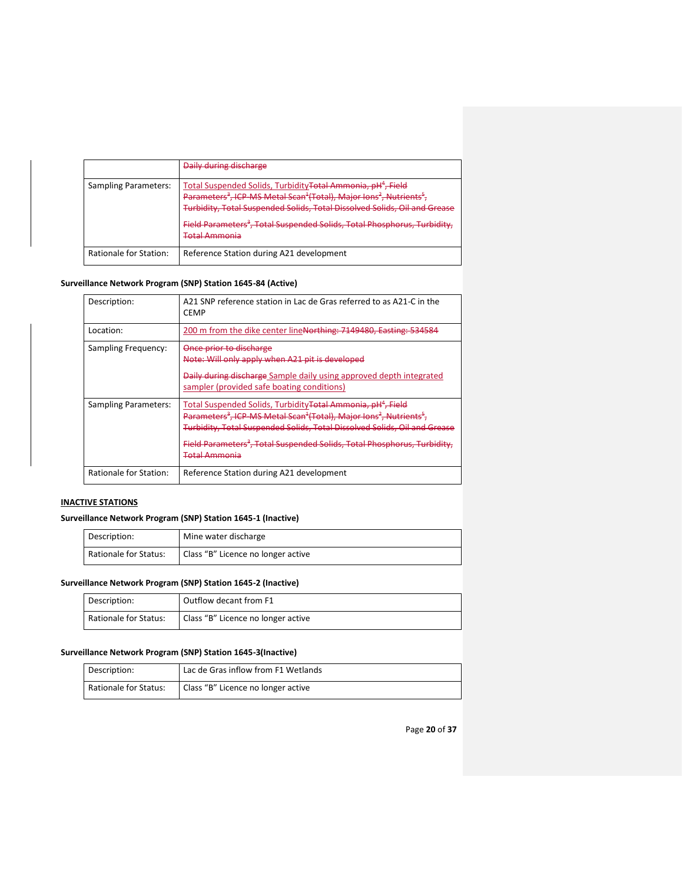| | |
|---|---|
| | ~~Daily during discharge~~ |
| Sampling Parameters: | Total Suspended Solids, Turbidity~~Total Ammonia, pH[4], Field Parameters[3], ICP-MS Metal Scan[4](Total), Major Ions[2], Nutrients[5], Turbidity, Total Suspended Solids, Total Dissolved Solids, Oil and Grease~~<br><br>~~Field Parameters[3], Total Suspended Solids, Total Phosphorus, Turbidity, Total Ammonia~~ |
| Rationale for Station: | Reference Station during A21 development |

**Surveillance Network Program (SNP) Station 1645-84 (Active)**

| | |
|---|---|
| Description: | A21 SNP reference station in Lac de Gras referred to as A21-C in the CEMP |
| Location: | 200 m from the dike center line~~Northing: 7149480, Easting: 534584~~ |
| Sampling Frequency: | ~~Once prior to discharge~~<br>~~Note: Will only apply when A21 pit is developed~~<br><br>~~Daily during discharge~~ Sample daily using approved depth integrated sampler (provided safe boating conditions) |
| Sampling Parameters: | Total Suspended Solids, Turbidity~~Total Ammonia, pH[4], Field Parameters[3], ICP-MS Metal Scan[4](Total), Major Ions[2], Nutrients[5], Turbidity, Total Suspended Solids, Total Dissolved Solids, Oil and Grease~~<br><br>~~Field Parameters[3], Total Suspended Solids, Total Phosphorus, Turbidity, Total Ammonia~~ |
| Rationale for Station: | Reference Station during A21 development |

**INACTIVE STATIONS**

**Surveillance Network Program (SNP) Station 1645-1 (Inactive)**

| | |
|---|---|
| Description: | Mine water discharge |
| Rationale for Status: | Class “B” Licence no longer active |

**Surveillance Network Program (SNP) Station 1645-2 (Inactive)**

| | |
|---|---|
| Description: | Outflow decant from F1 |
| Rationale for Status: | Class “B” Licence no longer active |

**Surveillance Network Program (SNP) Station 1645-3(Inactive)**

| | |
|---|---|
| Description: | Lac de Gras inflow from F1 Wetlands |
| Rationale for Status: | Class “B” Licence no longer active |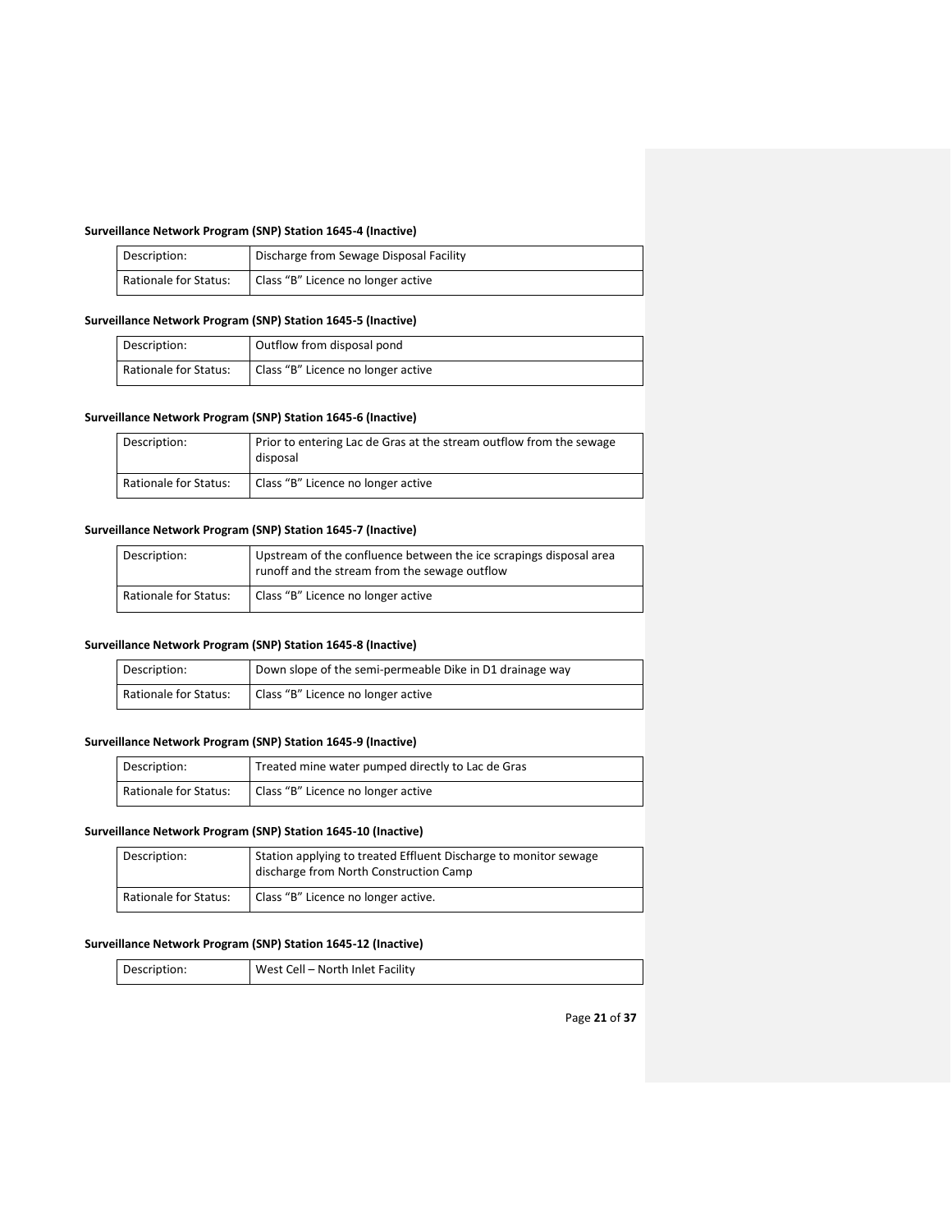**Surveillance Network Program (SNP) Station 1645-4 (Inactive)**

| | |
|---|---|
| Description: | Discharge from Sewage Disposal Facility |
| Rationale for Status: | Class "B" Licence no longer active |

**Surveillance Network Program (SNP) Station 1645-5 (Inactive)**

| | |
|---|---|
| Description: | Outflow from disposal pond |
| Rationale for Status: | Class "B" Licence no longer active |

**Surveillance Network Program (SNP) Station 1645-6 (Inactive)**

| | |
|---|---|
| Description: | Prior to entering Lac de Gras at the stream outflow from the sewage disposal |
| Rationale for Status: | Class "B" Licence no longer active |

**Surveillance Network Program (SNP) Station 1645-7 (Inactive)**

| | |
|---|---|
| Description: | Upstream of the confluence between the ice scrapings disposal area runoff and the stream from the sewage outflow |
| Rationale for Status: | Class "B" Licence no longer active |

**Surveillance Network Program (SNP) Station 1645-8 (Inactive)**

| | |
|---|---|
| Description: | Down slope of the semi-permeable Dike in D1 drainage way |
| Rationale for Status: | Class "B" Licence no longer active |

**Surveillance Network Program (SNP) Station 1645-9 (Inactive)**

| | |
|---|---|
| Description: | Treated mine water pumped directly to Lac de Gras |
| Rationale for Status: | Class "B" Licence no longer active |

**Surveillance Network Program (SNP) Station 1645-10 (Inactive)**

| | |
|---|---|
| Description: | Station applying to treated Effluent Discharge to monitor sewage discharge from North Construction Camp |
| Rationale for Status: | Class "B" Licence no longer active. |

**Surveillance Network Program (SNP) Station 1645-12 (Inactive)**

| | |
|---|---|
| Description: | West Cell – North Inlet Facility |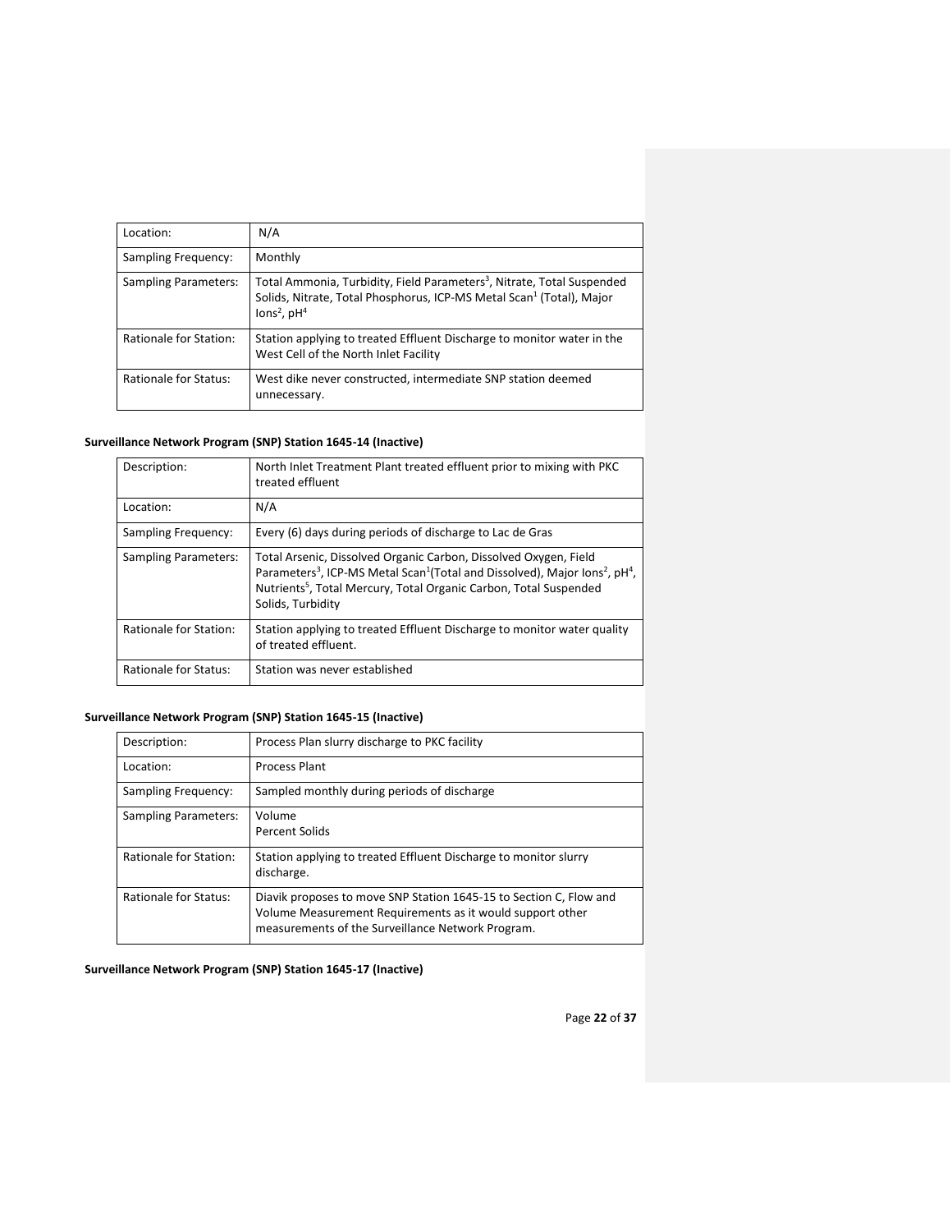| | |
|---|---|
| Location: | N/A |
| Sampling Frequency: | Monthly |
| Sampling Parameters: | Total Ammonia, Turbidity, Field Parameters[3], Nitrate, Total Suspended Solids, Nitrate, Total Phosphorus, ICP-MS Metal Scan[1] (Total), Major Ions[2], pH[4] |
| Rationale for Station: | Station applying to treated Effluent Discharge to monitor water in the West Cell of the North Inlet Facility |
| Rationale for Status: | West dike never constructed, intermediate SNP station deemed unnecessary. |

**Surveillance Network Program (SNP) Station 1645-14 (Inactive)**

| | |
|---|---|
| Description: | North Inlet Treatment Plant treated effluent prior to mixing with PKC treated effluent |
| Location: | N/A |
| Sampling Frequency: | Every (6) days during periods of discharge to Lac de Gras |
| Sampling Parameters: | Total Arsenic, Dissolved Organic Carbon, Dissolved Oxygen, Field Parameters[3], ICP-MS Metal Scan[1](Total and Dissolved), Major Ions[2], pH[4], Nutrients[5], Total Mercury, Total Organic Carbon, Total Suspended Solids, Turbidity |
| Rationale for Station: | Station applying to treated Effluent Discharge to monitor water quality of treated effluent. |
| Rationale for Status: | Station was never established |

**Surveillance Network Program (SNP) Station 1645-15 (Inactive)**

| | |
|---|---|
| Description: | Process Plan slurry discharge to PKC facility |
| Location: | Process Plant |
| Sampling Frequency: | Sampled monthly during periods of discharge |
| Sampling Parameters: | Volume<br>Percent Solids |
| Rationale for Station: | Station applying to treated Effluent Discharge to monitor slurry discharge. |
| Rationale for Status: | Diavik proposes to move SNP Station 1645-15 to Section C, Flow and Volume Measurement Requirements as it would support other measurements of the Surveillance Network Program. |

**Surveillance Network Program (SNP) Station 1645-17 (Inactive)**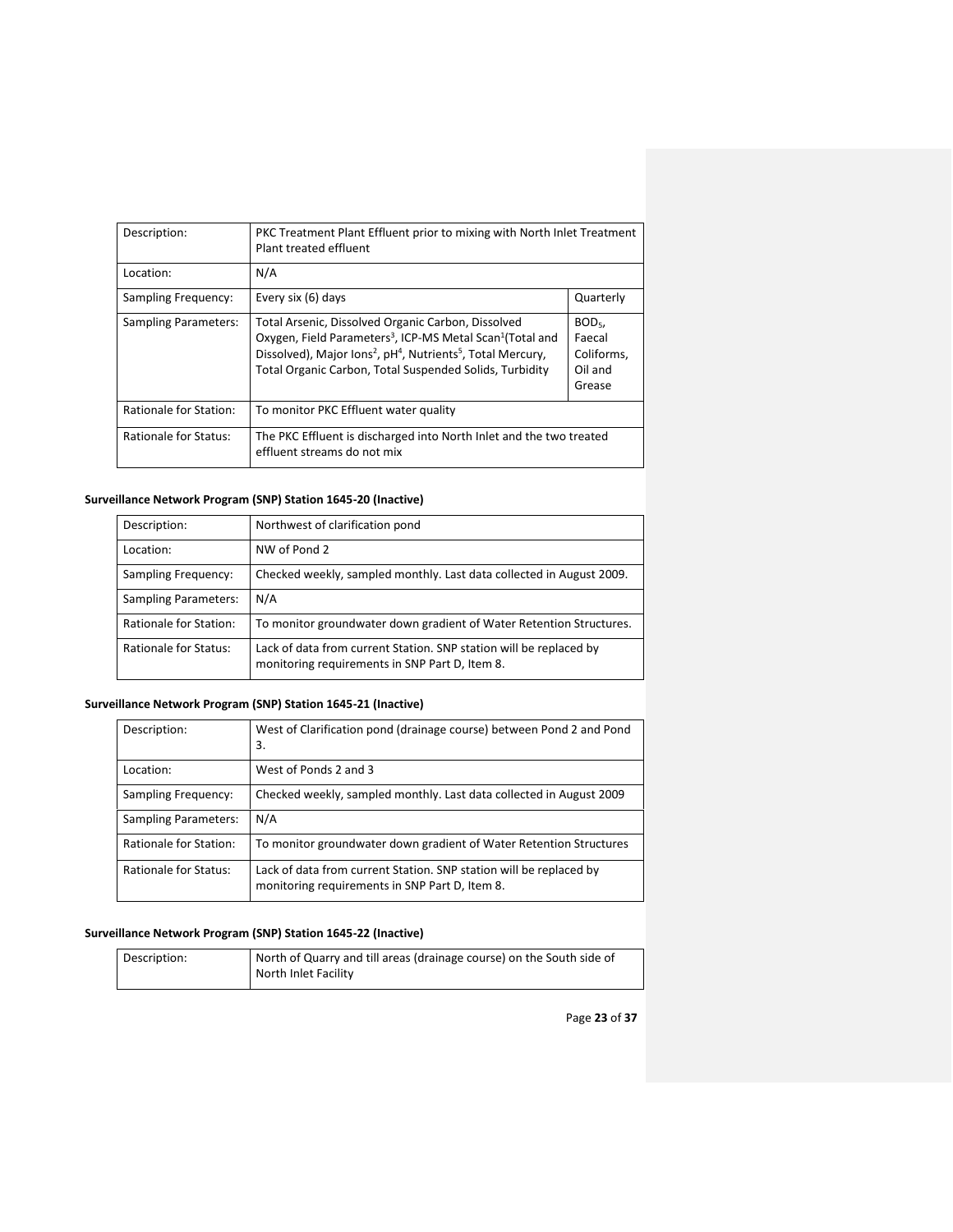| Description: | PKC Treatment Plant Effluent prior to mixing with North Inlet Treatment Plant treated effluent | |
|---|---|---|
| Location: | N/A | |
| Sampling Frequency: | Every six (6) days | Quarterly |
| Sampling Parameters: | Total Arsenic, Dissolved Organic Carbon, Dissolved Oxygen, Field Parameters[3], ICP-MS Metal Scan[1](Total and Dissolved), Major Ions[2], pH[4], Nutrients[5], Total Mercury, Total Organic Carbon, Total Suspended Solids, Turbidity | $BOD_5$, Faecal Coliforms, Oil and Grease |
| Rationale for Station: | To monitor PKC Effluent water quality | |
| Rationale for Status: | The PKC Effluent is discharged into North Inlet and the two treated effluent streams do not mix | |

**Surveillance Network Program (SNP) Station 1645-20 (Inactive)**

| Description: | Northwest of clarification pond |
|---|---|
| Location: | NW of Pond 2 |
| Sampling Frequency: | Checked weekly, sampled monthly. Last data collected in August 2009. |
| Sampling Parameters: | N/A |
| Rationale for Station: | To monitor groundwater down gradient of Water Retention Structures. |
| Rationale for Status: | Lack of data from current Station. SNP station will be replaced by monitoring requirements in SNP Part D, Item 8. |

**Surveillance Network Program (SNP) Station 1645-21 (Inactive)**

| Description: | West of Clarification pond (drainage course) between Pond 2 and Pond 3. |
|---|---|
| Location: | West of Ponds 2 and 3 |
| Sampling Frequency: | Checked weekly, sampled monthly. Last data collected in August 2009 |
| Sampling Parameters: | N/A |
| Rationale for Station: | To monitor groundwater down gradient of Water Retention Structures |
| Rationale for Status: | Lack of data from current Station. SNP station will be replaced by monitoring requirements in SNP Part D, Item 8. |

**Surveillance Network Program (SNP) Station 1645-22 (Inactive)**

| Description: | North of Quarry and till areas (drainage course) on the South side of North Inlet Facility |
|---|---|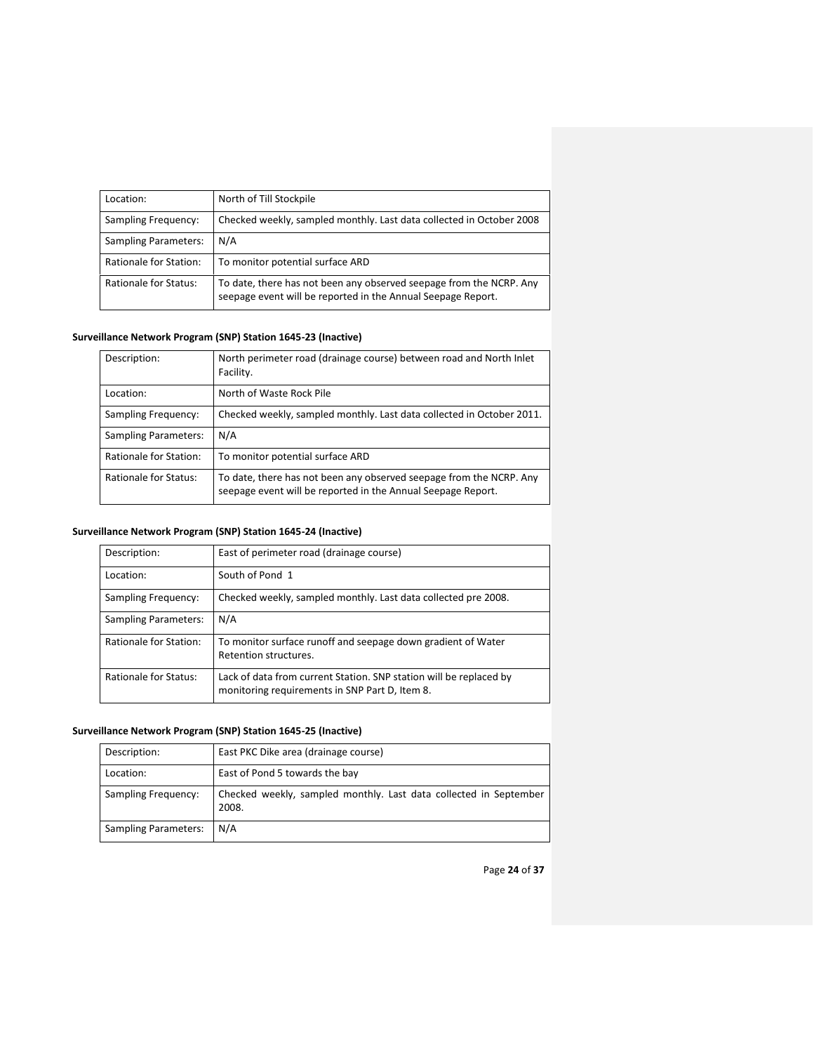| | |
|---|---|
| Location: | North of Till Stockpile |
| Sampling Frequency: | Checked weekly, sampled monthly. Last data collected in October 2008 |
| Sampling Parameters: | N/A |
| Rationale for Station: | To monitor potential surface ARD |
| Rationale for Status: | To date, there has not been any observed seepage from the NCRP. Any seepage event will be reported in the Annual Seepage Report. |

**Surveillance Network Program (SNP) Station 1645-23 (Inactive)**

| | |
|---|---|
| Description: | North perimeter road (drainage course) between road and North Inlet Facility. |
| Location: | North of Waste Rock Pile |
| Sampling Frequency: | Checked weekly, sampled monthly. Last data collected in October 2011. |
| Sampling Parameters: | N/A |
| Rationale for Station: | To monitor potential surface ARD |
| Rationale for Status: | To date, there has not been any observed seepage from the NCRP. Any seepage event will be reported in the Annual Seepage Report. |

**Surveillance Network Program (SNP) Station 1645-24 (Inactive)**

| | |
|---|---|
| Description: | East of perimeter road (drainage course) |
| Location: | South of Pond 1 |
| Sampling Frequency: | Checked weekly, sampled monthly. Last data collected pre 2008. |
| Sampling Parameters: | N/A |
| Rationale for Station: | To monitor surface runoff and seepage down gradient of Water Retention structures. |
| Rationale for Status: | Lack of data from current Station. SNP station will be replaced by monitoring requirements in SNP Part D, Item 8. |

**Surveillance Network Program (SNP) Station 1645-25 (Inactive)**

| | |
|---|---|
| Description: | East PKC Dike area (drainage course) |
| Location: | East of Pond 5 towards the bay |
| Sampling Frequency: | Checked weekly, sampled monthly. Last data collected in September 2008. |
| Sampling Parameters: | N/A |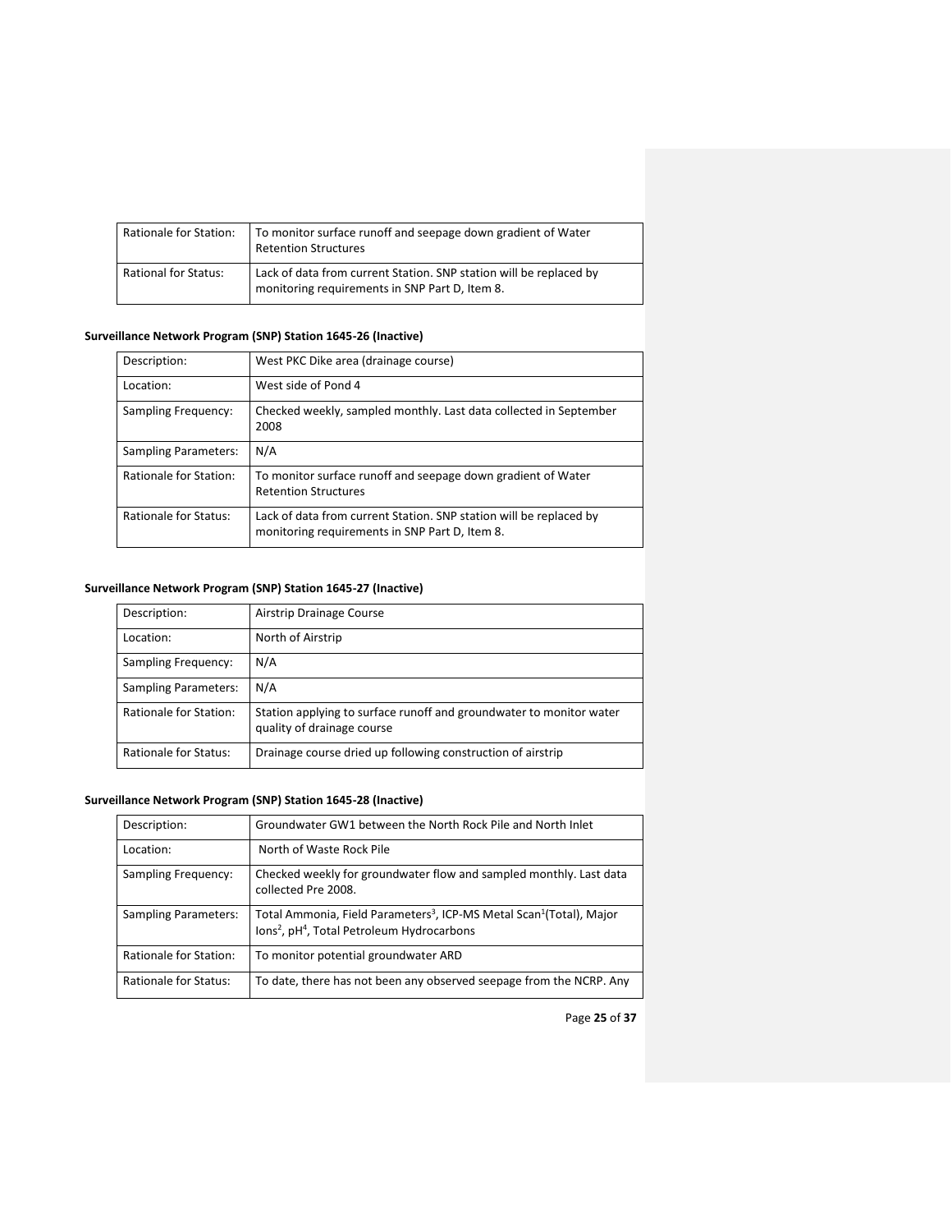| | |
|---|---|
| Rationale for Station: | To monitor surface runoff and seepage down gradient of Water Retention Structures |
| Rational for Status: | Lack of data from current Station. SNP station will be replaced by monitoring requirements in SNP Part D, Item 8. |

**Surveillance Network Program (SNP) Station 1645-26 (Inactive)**

| | |
|---|---|
| Description: | West PKC Dike area (drainage course) |
| Location: | West side of Pond 4 |
| Sampling Frequency: | Checked weekly, sampled monthly. Last data collected in September 2008 |
| Sampling Parameters: | N/A |
| Rationale for Station: | To monitor surface runoff and seepage down gradient of Water Retention Structures |
| Rationale for Status: | Lack of data from current Station. SNP station will be replaced by monitoring requirements in SNP Part D, Item 8. |

**Surveillance Network Program (SNP) Station 1645-27 (Inactive)**

| | |
|---|---|
| Description: | Airstrip Drainage Course |
| Location: | North of Airstrip |
| Sampling Frequency: | N/A |
| Sampling Parameters: | N/A |
| Rationale for Station: | Station applying to surface runoff and groundwater to monitor water quality of drainage course |
| Rationale for Status: | Drainage course dried up following construction of airstrip |

**Surveillance Network Program (SNP) Station 1645-28 (Inactive)**

| | |
|---|---|
| Description: | Groundwater GW1 between the North Rock Pile and North Inlet |
| Location: | North of Waste Rock Pile |
| Sampling Frequency: | Checked weekly for groundwater flow and sampled monthly. Last data collected Pre 2008. |
| Sampling Parameters: | Total Ammonia, Field Parameters[3], ICP-MS Metal Scan[1](Total), Major Ions[2], pH[4], Total Petroleum Hydrocarbons |
| Rationale for Station: | To monitor potential groundwater ARD |
| Rationale for Status: | To date, there has not been any observed seepage from the NCRP. Any |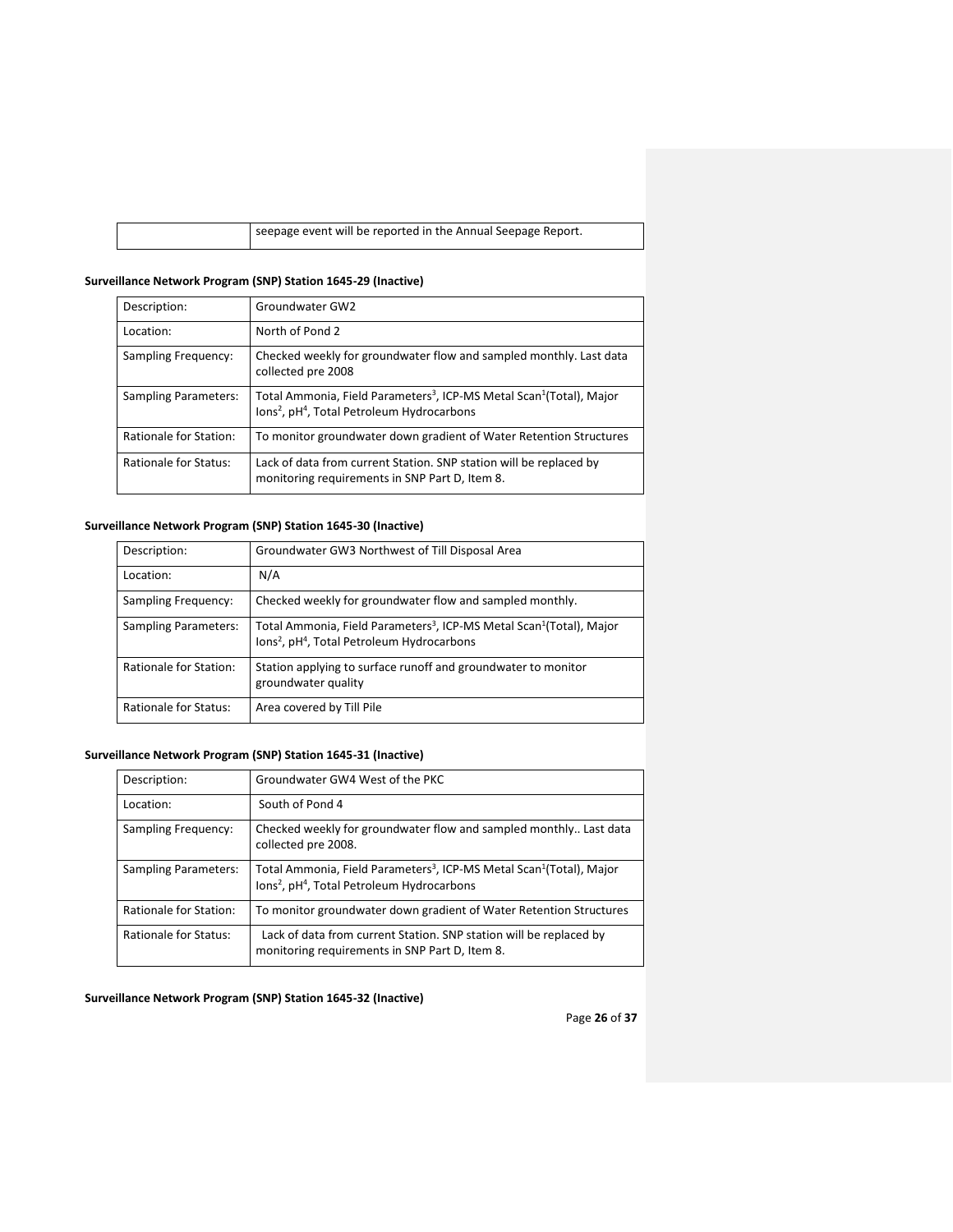| | |
|---|---|
| | seepage event will be reported in the Annual Seepage Report. |

**Surveillance Network Program (SNP) Station 1645-29 (Inactive)**

| | |
|---|---|
| Description: | Groundwater GW2 |
| Location: | North of Pond 2 |
| Sampling Frequency: | Checked weekly for groundwater flow and sampled monthly. Last data collected pre 2008 |
| Sampling Parameters: | Total Ammonia, Field Parameters[3], ICP-MS Metal Scan[1](Total), Major Ions[2], pH[4], Total Petroleum Hydrocarbons |
| Rationale for Station: | To monitor groundwater down gradient of Water Retention Structures |
| Rationale for Status: | Lack of data from current Station. SNP station will be replaced by monitoring requirements in SNP Part D, Item 8. |

**Surveillance Network Program (SNP) Station 1645-30 (Inactive)**

| | |
|---|---|
| Description: | Groundwater GW3 Northwest of Till Disposal Area |
| Location: | N/A |
| Sampling Frequency: | Checked weekly for groundwater flow and sampled monthly. |
| Sampling Parameters: | Total Ammonia, Field Parameters[3], ICP-MS Metal Scan[1](Total), Major Ions[2], pH[4], Total Petroleum Hydrocarbons |
| Rationale for Station: | Station applying to surface runoff and groundwater to monitor groundwater quality |
| Rationale for Status: | Area covered by Till Pile |

**Surveillance Network Program (SNP) Station 1645-31 (Inactive)**

| | |
|---|---|
| Description: | Groundwater GW4 West of the PKC |
| Location: | South of Pond 4 |
| Sampling Frequency: | Checked weekly for groundwater flow and sampled monthly.. Last data collected pre 2008. |
| Sampling Parameters: | Total Ammonia, Field Parameters[3], ICP-MS Metal Scan[1](Total), Major Ions[2], pH[4], Total Petroleum Hydrocarbons |
| Rationale for Station: | To monitor groundwater down gradient of Water Retention Structures |
| Rationale for Status: | Lack of data from current Station. SNP station will be replaced by monitoring requirements in SNP Part D, Item 8. |

**Surveillance Network Program (SNP) Station 1645-32 (Inactive)**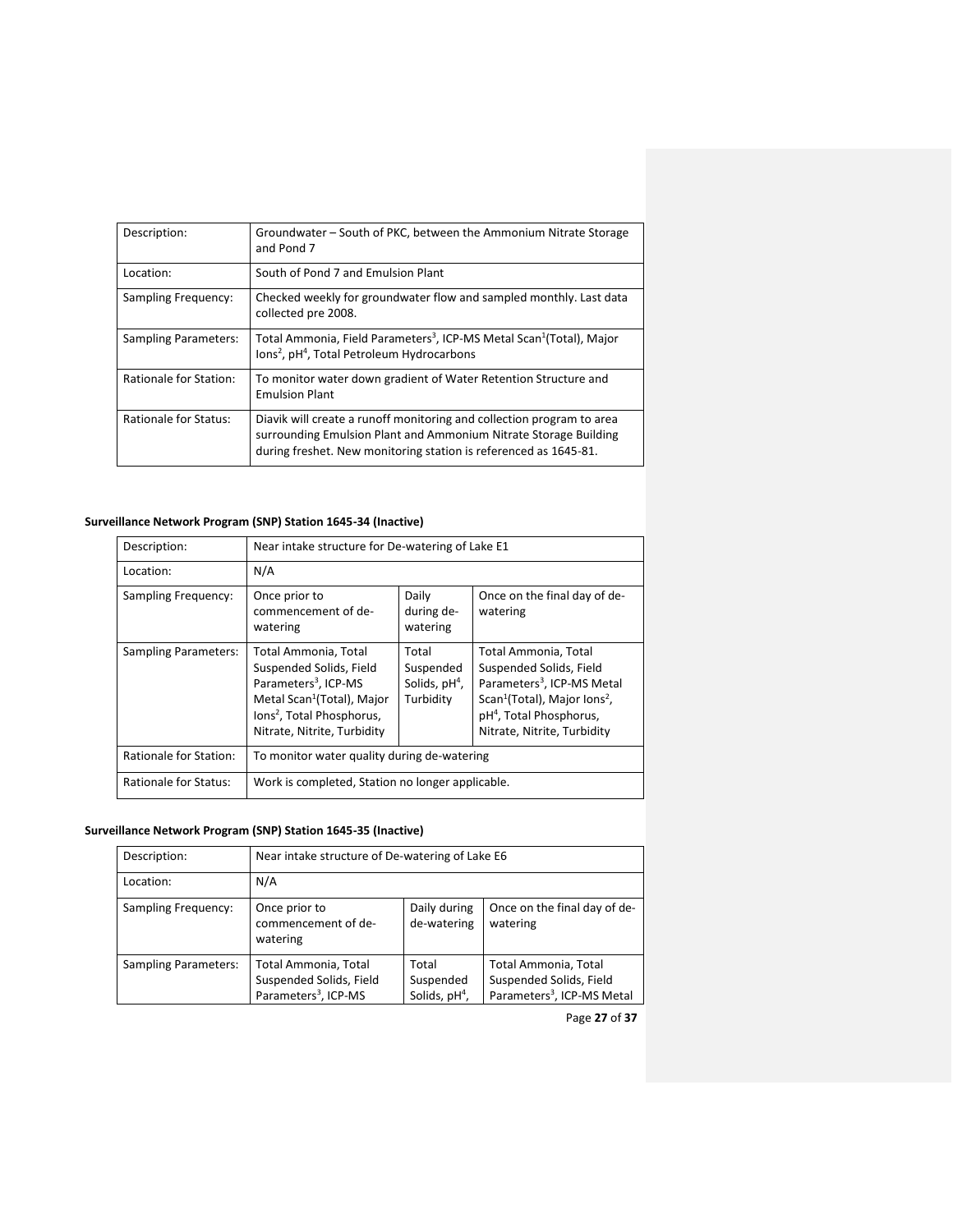| | |
|---|---|
| Description: | Groundwater – South of PKC, between the Ammonium Nitrate Storage and Pond 7 |
| Location: | South of Pond 7 and Emulsion Plant |
| Sampling Frequency: | Checked weekly for groundwater flow and sampled monthly. Last data collected pre 2008. |
| Sampling Parameters: | Total Ammonia, Field Parameters[3], ICP-MS Metal Scan[1](Total), Major Ions[2], pH[4], Total Petroleum Hydrocarbons |
| Rationale for Station: | To monitor water down gradient of Water Retention Structure and Emulsion Plant |
| Rationale for Status: | Diavik will create a runoff monitoring and collection program to area surrounding Emulsion Plant and Ammonium Nitrate Storage Building during freshet. New monitoring station is referenced as 1645-81. |

**Surveillance Network Program (SNP) Station 1645-34 (Inactive)**

| | | | |
|---|---|---|---|
| Description: | Near intake structure for De-watering of Lake E1 | | |
| Location: | N/A | | |
| Sampling Frequency: | Once prior to commencement of de-watering | Daily during de-watering | Once on the final day of de-watering |
| Sampling Parameters: | Total Ammonia, Total Suspended Solids, Field Parameters[3], ICP-MS Metal Scan[1](Total), Major Ions[2], Total Phosphorus, Nitrate, Nitrite, Turbidity | Total Suspended Solids, pH[4], Turbidity | Total Ammonia, Total Suspended Solids, Field Parameters[3], ICP-MS Metal Scan[1](Total), Major Ions[2], pH[4], Total Phosphorus, Nitrate, Nitrite, Turbidity |
| Rationale for Station: | To monitor water quality during de-watering | | |
| Rationale for Status: | Work is completed, Station no longer applicable. | | |

**Surveillance Network Program (SNP) Station 1645-35 (Inactive)**

| | | | |
|---|---|---|---|
| Description: | Near intake structure of De-watering of Lake E6 | | |
| Location: | N/A | | |
| Sampling Frequency: | Once prior to commencement of de-watering | Daily during de-watering | Once on the final day of de-watering |
| Sampling Parameters: | Total Ammonia, Total Suspended Solids, Field Parameters[3], ICP-MS | Total Suspended Solids, pH[4], | Total Ammonia, Total Suspended Solids, Field Parameters[3], ICP-MS Metal |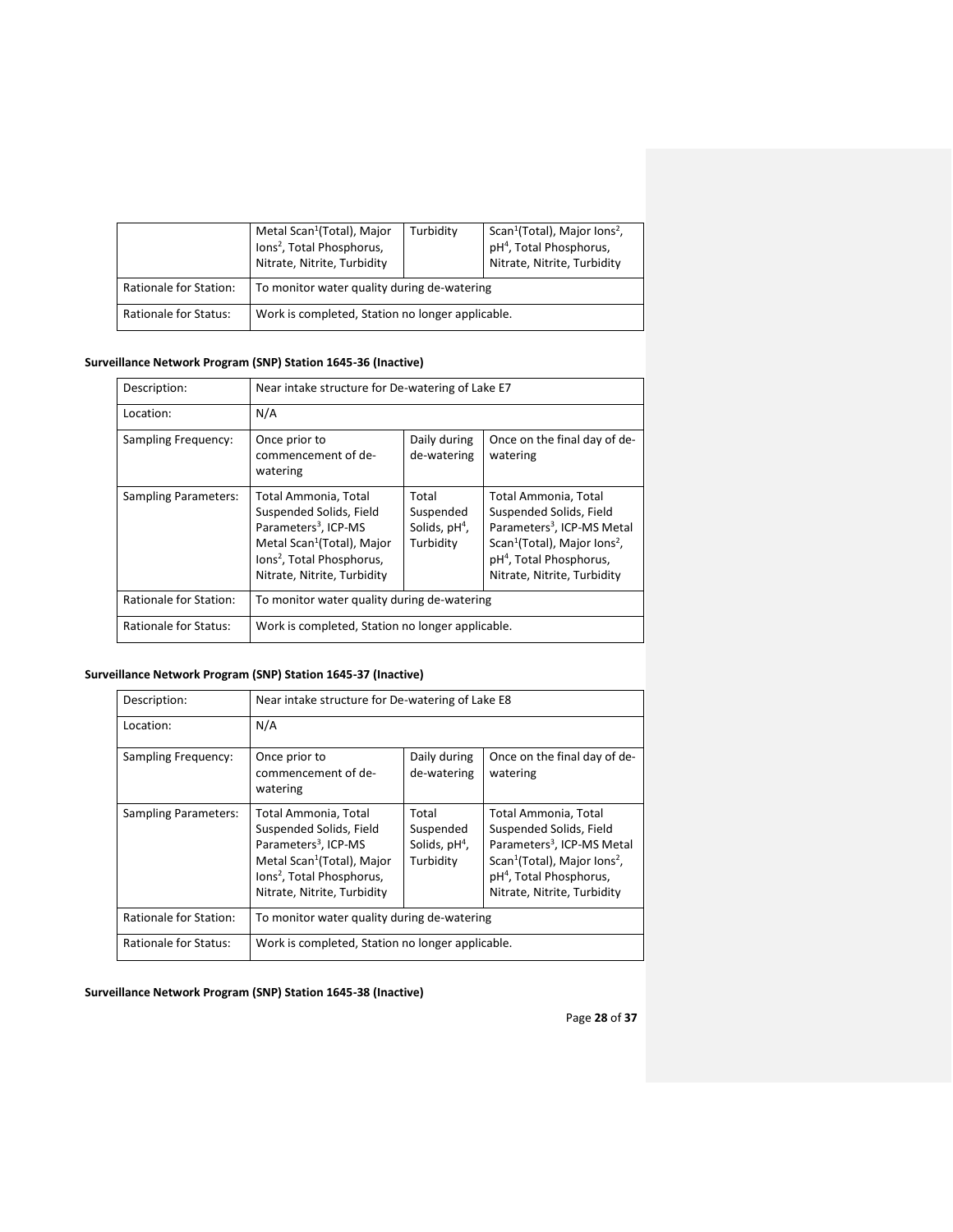| | | | |
|---|---|---|---|
| | Metal Scan[1](Total), Major Ions[2], Total Phosphorus, Nitrate, Nitrite, Turbidity | Turbidity | Scan[1](Total), Major Ions[2], pH[4], Total Phosphorus, Nitrate, Nitrite, Turbidity |
| Rationale for Station: | To monitor water quality during de-watering | | |
| Rationale for Status: | Work is completed, Station no longer applicable. | | |

**Surveillance Network Program (SNP) Station 1645-36 (Inactive)**

| | | | |
|---|---|---|---|
| Description: | Near intake structure for De-watering of Lake E7 | | |
| Location: | N/A | | |
| Sampling Frequency: | Once prior to commencement of de-watering | Daily during de-watering | Once on the final day of de-watering |
| Sampling Parameters: | Total Ammonia, Total Suspended Solids, Field Parameters[3], ICP-MS Metal Scan[1](Total), Major Ions[2], Total Phosphorus, Nitrate, Nitrite, Turbidity | Total Suspended Solids, pH[4], Turbidity | Total Ammonia, Total Suspended Solids, Field Parameters[3], ICP-MS Metal Scan[1](Total), Major Ions[2], pH[4], Total Phosphorus, Nitrate, Nitrite, Turbidity |
| Rationale for Station: | To monitor water quality during de-watering | | |
| Rationale for Status: | Work is completed, Station no longer applicable. | | |

**Surveillance Network Program (SNP) Station 1645-37 (Inactive)**

| | | | |
|---|---|---|---|
| Description: | Near intake structure for De-watering of Lake E8 | | |
| Location: | N/A | | |
| Sampling Frequency: | Once prior to commencement of de-watering | Daily during de-watering | Once on the final day of de-watering |
| Sampling Parameters: | Total Ammonia, Total Suspended Solids, Field Parameters[3], ICP-MS Metal Scan[1](Total), Major Ions[2], Total Phosphorus, Nitrate, Nitrite, Turbidity | Total Suspended Solids, pH[4], Turbidity | Total Ammonia, Total Suspended Solids, Field Parameters[3], ICP-MS Metal Scan[1](Total), Major Ions[2], pH[4], Total Phosphorus, Nitrate, Nitrite, Turbidity |
| Rationale for Station: | To monitor water quality during de-watering | | |
| Rationale for Status: | Work is completed, Station no longer applicable. | | |

**Surveillance Network Program (SNP) Station 1645-38 (Inactive)**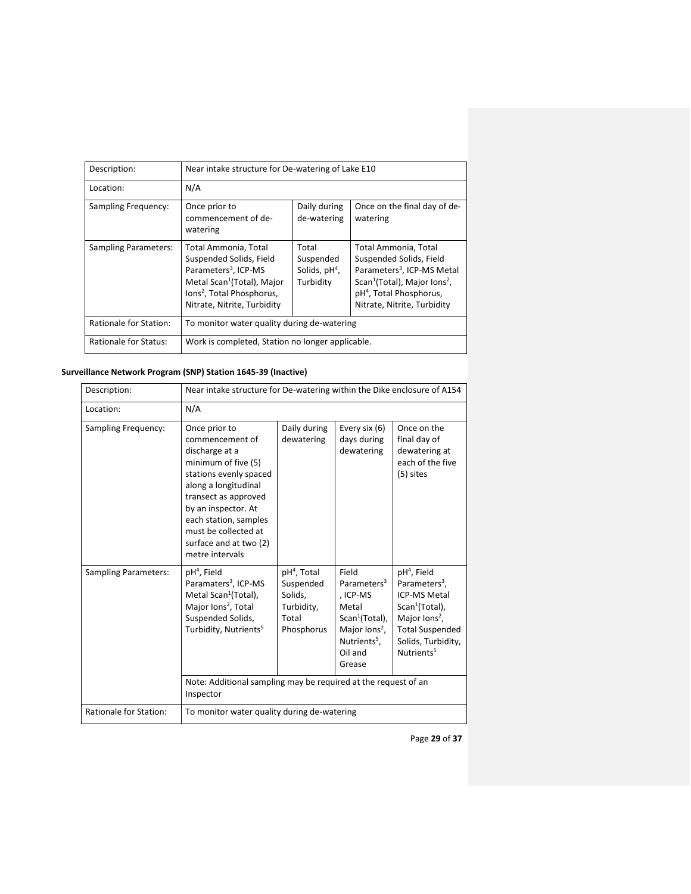| | | | |
|---|---|---|---|
| Description: | Near intake structure for De-watering of Lake E10 | | |
| Location: | N/A | | |
| Sampling Frequency: | Once prior to commencement of de-watering | Daily during de-watering | Once on the final day of de-watering |
| Sampling Parameters: | Total Ammonia, Total Suspended Solids, Field Parameters[3], ICP-MS Metal Scan[1](Total), Major Ions[2], Total Phosphorus, Nitrate, Nitrite, Turbidity | Total Suspended Solids, pH[4], Turbidity | Total Ammonia, Total Suspended Solids, Field Parameters[3], ICP-MS Metal Scan[1](Total), Major Ions[2], pH[4], Total Phosphorus, Nitrate, Nitrite, Turbidity |
| Rationale for Station: | To monitor water quality during de-watering | | |
| Rationale for Status: | Work is completed, Station no longer applicable. | | |

**Surveillance Network Program (SNP) Station 1645-39 (Inactive)**

| | | | | |
|---|---|---|---|---|
| Description: | Near intake structure for De-watering within the Dike enclosure of A154 | | | |
| Location: | N/A | | | |
| Sampling Frequency: | Once prior to commencement of discharge at a minimum of five (5) stations evenly spaced along a longitudinal transect as approved by an inspector. At each station, samples must be collected at surface and at two (2) metre intervals | Daily during dewatering | Every six (6) days during dewatering | Once on the final day of dewatering at each of the five (5) sites |
| Sampling Parameters: | pH[4], Field Paramaters[3], ICP-MS Metal Scan[1](Total), Major Ions[2], Total Suspended Solids, Turbidity, Nutrients[5] | pH[4], Total Suspended Solids, Turbidity, Total Phosphorus | Field Parameters[3], ICP-MS Metal Scan[1](Total), Major Ions[2], Nutrients[5], Oil and Grease | pH[4], Field Parameters[3], ICP-MS Metal Scan[1](Total), Major Ions[2], Total Suspended Solids, Turbidity, Nutrients[5] |
| | Note: Additional sampling may be required at the request of an Inspector | | | |
| Rationale for Station: | To monitor water quality during de-watering | | | |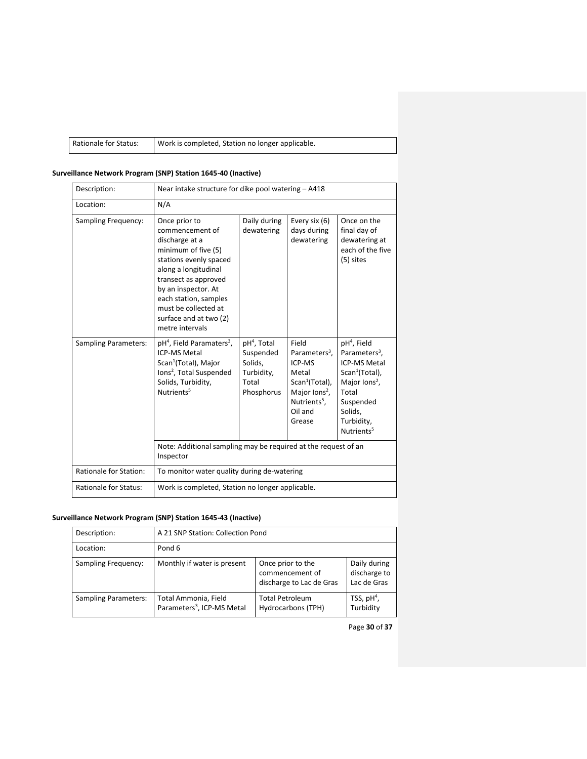| | |
|---|---|
| Rationale for Status: | Work is completed, Station no longer applicable. |

**Surveillance Network Program (SNP) Station 1645-40 (Inactive)**

| | | | | |
|---|---|---|---|---|
| Description: | Near intake structure for dike pool watering – A418 | | | |
| Location: | N/A | | | |
| Sampling Frequency: | Once prior to commencement of discharge at a minimum of five (5) stations evenly spaced along a longitudinal transect as approved by an inspector. At each station, samples must be collected at surface and at two (2) metre intervals | Daily during dewatering | Every six (6) days during dewatering | Once on the final day of dewatering at each of the five (5) sites |
| Sampling Parameters: | pH[4], Field Paramaters[3], ICP-MS Metal Scan[1](Total), Major Ions[2], Total Suspended Solids, Turbidity, Nutrients[5] | pH[4], Total Suspended Solids, Turbidity, Total Phosphorus | Field Parameters[3], ICP-MS Metal Scan[1](Total), Major Ions[2], Nutrients[5], Oil and Grease | pH[4], Field Parameters[3], ICP-MS Metal Scan[1](Total), Major Ions[2], Total Suspended Solids, Turbidity, Nutrients[5] |
| | Note: Additional sampling may be required at the request of an Inspector | | | |
| Rationale for Station: | To monitor water quality during de-watering | | | |
| Rationale for Status: | Work is completed, Station no longer applicable. | | | |

**Surveillance Network Program (SNP) Station 1645-43 (Inactive)**

| | | | |
|---|---|---|---|
| Description: | A 21 SNP Station: Collection Pond | | |
| Location: | Pond 6 | | |
| Sampling Frequency: | Monthly if water is present | Once prior to the commencement of discharge to Lac de Gras | Daily during discharge to Lac de Gras |
| Sampling Parameters: | Total Ammonia, Field Parameters[3], ICP-MS Metal | Total Petroleum Hydrocarbons (TPH) | TSS, pH[4], Turbidity |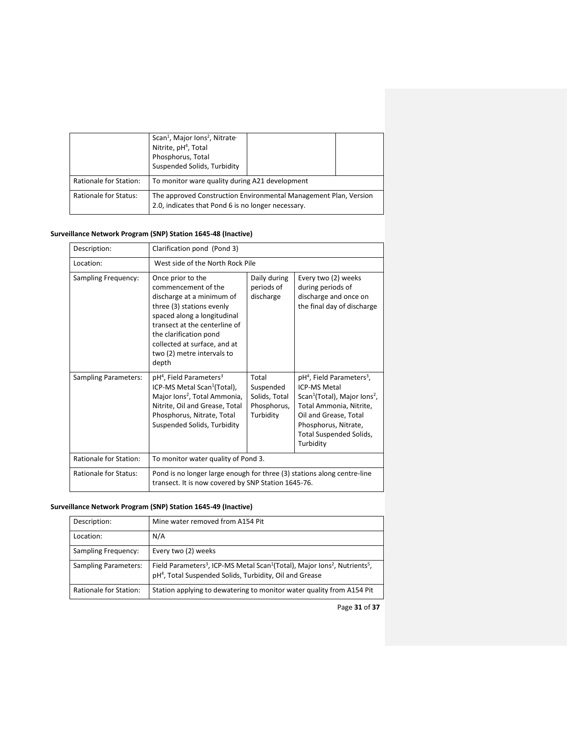| | | | |
|---|---|---|---|
| | Scan[1], Major Ions[2], Nitrate-Nitrite, pH[4], Total Phosphorus, Total Suspended Solids, Turbidity | | |
| Rationale for Station: | To monitor ware quality during A21 development | | |
| Rationale for Status: | The approved Construction Environmental Management Plan, Version 2.0, indicates that Pond 6 is no longer necessary. | | |

**Surveillance Network Program (SNP) Station 1645-48 (Inactive)**

| | | | |
|---|---|---|---|
| Description: | Clarification pond (Pond 3) | | |
| Location: | West side of the North Rock Pile | | |
| Sampling Frequency: | Once prior to the commencement of the discharge at a minimum of three (3) stations evenly spaced along a longitudinal transect at the centerline of the clarification pond collected at surface, and at two (2) metre intervals to depth | Daily during periods of discharge | Every two (2) weeks during periods of discharge and once on the final day of discharge |
| Sampling Parameters: | pH[4], Field Parameters[3] ICP-MS Metal Scan[1](Total), Major Ions[2], Total Ammonia, Nitrite, Oil and Grease, Total Phosphorus, Nitrate, Total Suspended Solids, Turbidity | Total Suspended Solids, Total Phosphorus, Turbidity | pH[4], Field Parameters[3], ICP-MS Metal Scan[1](Total), Major Ions[2], Total Ammonia, Nitrite, Oil and Grease, Total Phosphorus, Nitrate, Total Suspended Solids, Turbidity |
| Rationale for Station: | To monitor water quality of Pond 3. | | |
| Rationale for Status: | Pond is no longer large enough for three (3) stations along centre-line transect. It is now covered by SNP Station 1645-76. | | |

**Surveillance Network Program (SNP) Station 1645-49 (Inactive)**

| | |
|---|---|
| Description: | Mine water removed from A154 Pit |
| Location: | N/A |
| Sampling Frequency: | Every two (2) weeks |
| Sampling Parameters: | Field Parameters[3], ICP-MS Metal Scan[1](Total), Major Ions[2], Nutrients[5], pH[4], Total Suspended Solids, Turbidity, Oil and Grease |
| Rationale for Station: | Station applying to dewatering to monitor water quality from A154 Pit |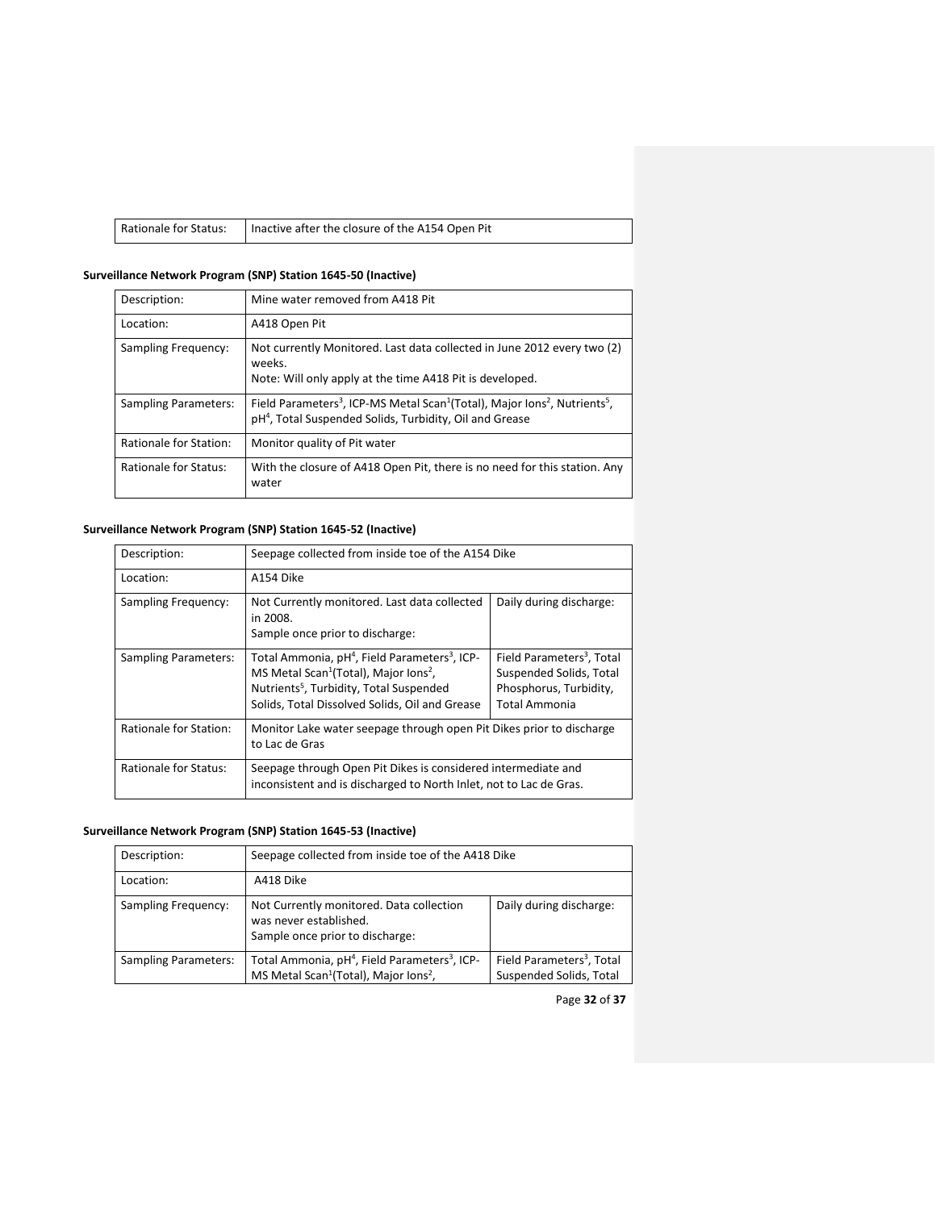| Rationale for Status: | Inactive after the closure of the A154 Open Pit |
|---|---|

**Surveillance Network Program (SNP) Station 1645-50 (Inactive)**

| Description: | Mine water removed from A418 Pit |
|---|---|
| Location: | A418 Open Pit |
| Sampling Frequency: | Not currently Monitored. Last data collected in June 2012 every two (2) weeks.<br>Note: Will only apply at the time A418 Pit is developed. |
| Sampling Parameters: | Field Parameters[3], ICP-MS Metal Scan[1](Total), Major Ions[2], Nutrients[5], pH[4], Total Suspended Solids, Turbidity, Oil and Grease |
| Rationale for Station: | Monitor quality of Pit water |
| Rationale for Status: | With the closure of A418 Open Pit, there is no need for this station. Any water |

**Surveillance Network Program (SNP) Station 1645-52 (Inactive)**

| Description: | Seepage collected from inside toe of the A154 Dike | |
|---|---|---|
| Location: | A154 Dike | |
| Sampling Frequency: | Not Currently monitored. Last data collected in 2008.<br>Sample once prior to discharge: | Daily during discharge: |
| Sampling Parameters: | Total Ammonia, pH[4], Field Parameters[3], ICP-MS Metal Scan[1](Total), Major Ions[2], Nutrients[5], Turbidity, Total Suspended Solids, Total Dissolved Solids, Oil and Grease | Field Parameters[3], Total Suspended Solids, Total Phosphorus, Turbidity, Total Ammonia |
| Rationale for Station: | Monitor Lake water seepage through open Pit Dikes prior to discharge to Lac de Gras | |
| Rationale for Status: | Seepage through Open Pit Dikes is considered intermediate and inconsistent and is discharged to North Inlet, not to Lac de Gras. | |

**Surveillance Network Program (SNP) Station 1645-53 (Inactive)**

| Description: | Seepage collected from inside toe of the A418 Dike | |
|---|---|---|
| Location: | A418 Dike | |
| Sampling Frequency: | Not Currently monitored. Data collection was never established.<br>Sample once prior to discharge: | Daily during discharge: |
| Sampling Parameters: | Total Ammonia, pH[4], Field Parameters[3], ICP-MS Metal Scan[1](Total), Major Ions[2], | Field Parameters[3], Total Suspended Solids, Total |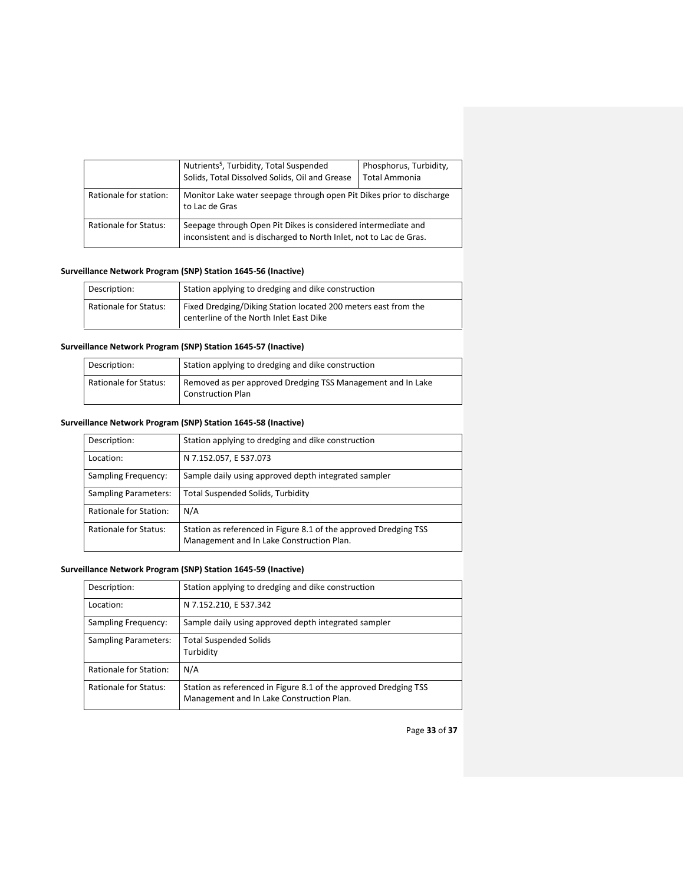| | | |
|---|---|---|
| | Nutrients[5], Turbidity, Total Suspended Solids, Total Dissolved Solids, Oil and Grease | Phosphorus, Turbidity, Total Ammonia |
| Rationale for station: | Monitor Lake water seepage through open Pit Dikes prior to discharge to Lac de Gras | |
| Rationale for Status: | Seepage through Open Pit Dikes is considered intermediate and inconsistent and is discharged to North Inlet, not to Lac de Gras. | |

**Surveillance Network Program (SNP) Station 1645-56 (Inactive)**

| | |
|---|---|
| Description: | Station applying to dredging and dike construction |
| Rationale for Status: | Fixed Dredging/Diking Station located 200 meters east from the centerline of the North Inlet East Dike |

**Surveillance Network Program (SNP) Station 1645-57 (Inactive)**

| | |
|---|---|
| Description: | Station applying to dredging and dike construction |
| Rationale for Status: | Removed as per approved Dredging TSS Management and In Lake Construction Plan |

**Surveillance Network Program (SNP) Station 1645-58 (Inactive)**

| | |
|---|---|
| Description: | Station applying to dredging and dike construction |
| Location: | N 7.152.057, E 537.073 |
| Sampling Frequency: | Sample daily using approved depth integrated sampler |
| Sampling Parameters: | Total Suspended Solids, Turbidity |
| Rationale for Station: | N/A |
| Rationale for Status: | Station as referenced in Figure 8.1 of the approved Dredging TSS Management and In Lake Construction Plan. |

**Surveillance Network Program (SNP) Station 1645-59 (Inactive)**

| | |
|---|---|
| Description: | Station applying to dredging and dike construction |
| Location: | N 7.152.210, E 537.342 |
| Sampling Frequency: | Sample daily using approved depth integrated sampler |
| Sampling Parameters: | Total Suspended Solids<br>Turbidity |
| Rationale for Station: | N/A |
| Rationale for Status: | Station as referenced in Figure 8.1 of the approved Dredging TSS Management and In Lake Construction Plan. |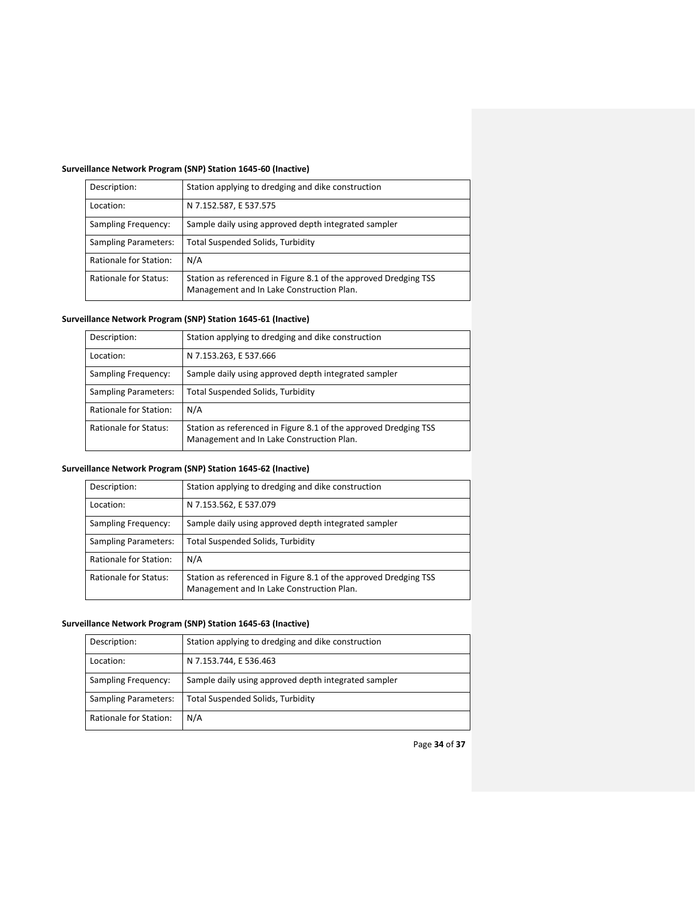**Surveillance Network Program (SNP) Station 1645-60 (Inactive)**

| | |
|---|---|
| Description: | Station applying to dredging and dike construction |
| Location: | N 7.152.587, E 537.575 |
| Sampling Frequency: | Sample daily using approved depth integrated sampler |
| Sampling Parameters: | Total Suspended Solids, Turbidity |
| Rationale for Station: | N/A |
| Rationale for Status: | Station as referenced in Figure 8.1 of the approved Dredging TSS Management and In Lake Construction Plan. |

**Surveillance Network Program (SNP) Station 1645-61 (Inactive)**

| | |
|---|---|
| Description: | Station applying to dredging and dike construction |
| Location: | N 7.153.263, E 537.666 |
| Sampling Frequency: | Sample daily using approved depth integrated sampler |
| Sampling Parameters: | Total Suspended Solids, Turbidity |
| Rationale for Station: | N/A |
| Rationale for Status: | Station as referenced in Figure 8.1 of the approved Dredging TSS Management and In Lake Construction Plan. |

**Surveillance Network Program (SNP) Station 1645-62 (Inactive)**

| | |
|---|---|
| Description: | Station applying to dredging and dike construction |
| Location: | N 7.153.562, E 537.079 |
| Sampling Frequency: | Sample daily using approved depth integrated sampler |
| Sampling Parameters: | Total Suspended Solids, Turbidity |
| Rationale for Station: | N/A |
| Rationale for Status: | Station as referenced in Figure 8.1 of the approved Dredging TSS Management and In Lake Construction Plan. |

**Surveillance Network Program (SNP) Station 1645-63 (Inactive)**

| | |
|---|---|
| Description: | Station applying to dredging and dike construction |
| Location: | N 7.153.744, E 536.463 |
| Sampling Frequency: | Sample daily using approved depth integrated sampler |
| Sampling Parameters: | Total Suspended Solids, Turbidity |
| Rationale for Station: | N/A |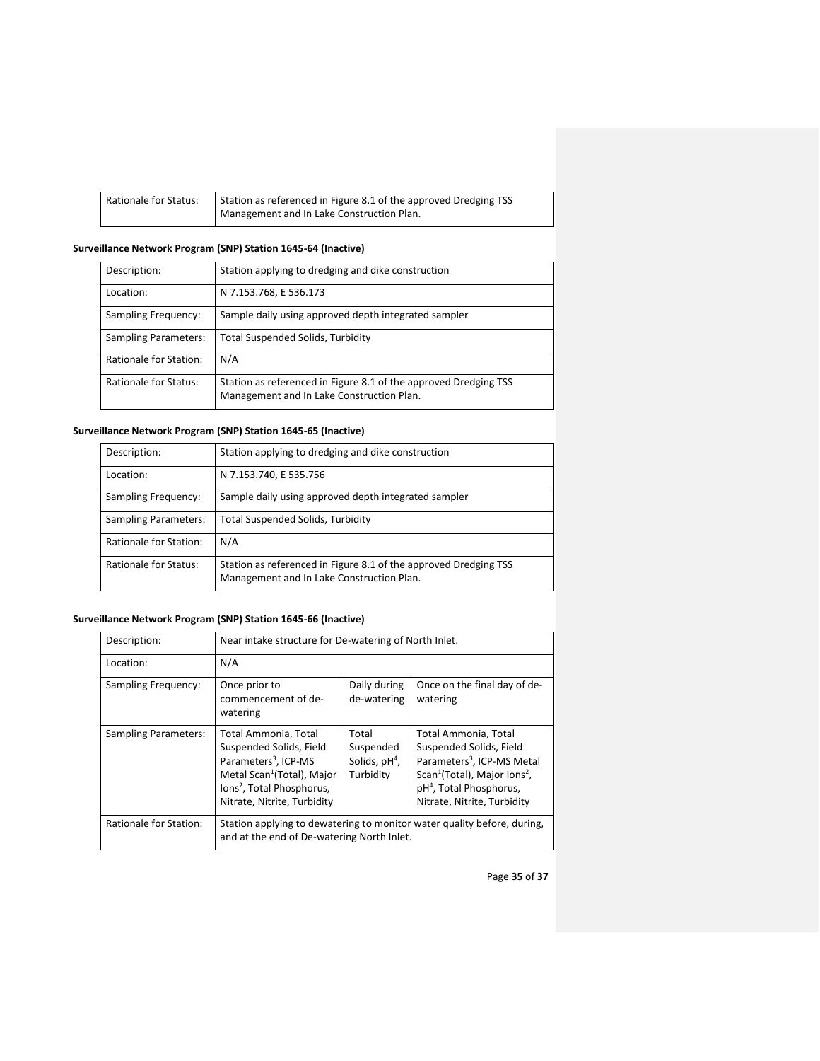| | |
|---|---|
| Rationale for Status: | Station as referenced in Figure 8.1 of the approved Dredging TSS Management and In Lake Construction Plan. |

**Surveillance Network Program (SNP) Station 1645-64 (Inactive)**

| | |
|---|---|
| Description: | Station applying to dredging and dike construction |
| Location: | N 7.153.768, E 536.173 |
| Sampling Frequency: | Sample daily using approved depth integrated sampler |
| Sampling Parameters: | Total Suspended Solids, Turbidity |
| Rationale for Station: | N/A |
| Rationale for Status: | Station as referenced in Figure 8.1 of the approved Dredging TSS Management and In Lake Construction Plan. |

**Surveillance Network Program (SNP) Station 1645-65 (Inactive)**

| | |
|---|---|
| Description: | Station applying to dredging and dike construction |
| Location: | N 7.153.740, E 535.756 |
| Sampling Frequency: | Sample daily using approved depth integrated sampler |
| Sampling Parameters: | Total Suspended Solids, Turbidity |
| Rationale for Station: | N/A |
| Rationale for Status: | Station as referenced in Figure 8.1 of the approved Dredging TSS Management and In Lake Construction Plan. |

**Surveillance Network Program (SNP) Station 1645-66 (Inactive)**

| | | | |
|---|---|---|---|
| Description: | Near intake structure for De-watering of North Inlet. | | |
| Location: | N/A | | |
| Sampling Frequency: | Once prior to commencement of de-watering | Daily during de-watering | Once on the final day of de-watering |
| Sampling Parameters: | Total Ammonia, Total Suspended Solids, Field Parameters[3], ICP-MS Metal Scan[1](Total), Major Ions[2], Total Phosphorus, Nitrate, Nitrite, Turbidity | Total Suspended Solids, pH[4], Turbidity | Total Ammonia, Total Suspended Solids, Field Parameters[3], ICP-MS Metal Scan[1](Total), Major Ions[2], pH[4], Total Phosphorus, Nitrate, Nitrite, Turbidity |
| Rationale for Station: | Station applying to dewatering to monitor water quality before, during, and at the end of De-watering North Inlet. | | |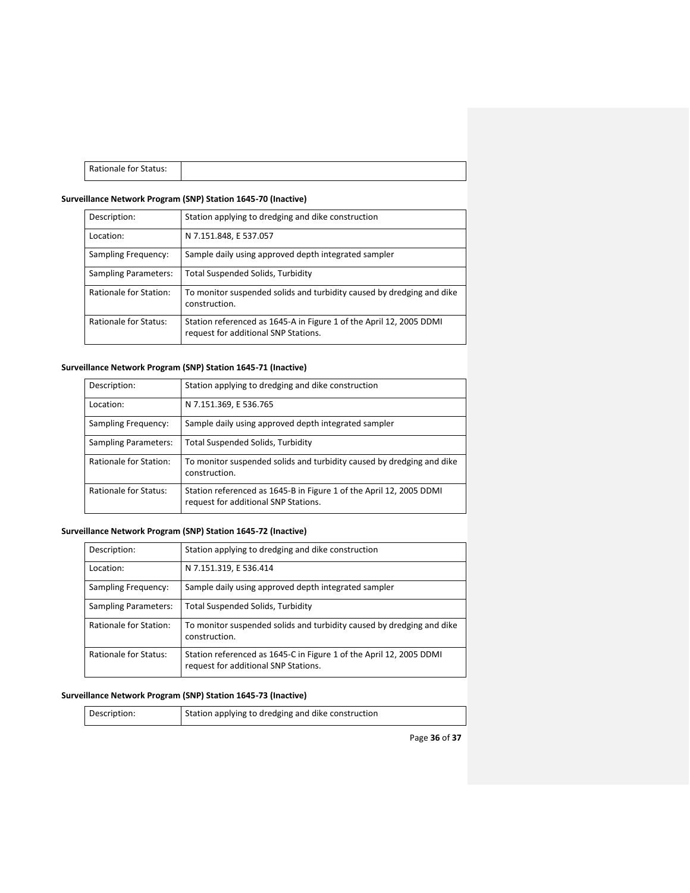| | |
|---|---|
| Rationale for Status: | |

**Surveillance Network Program (SNP) Station 1645-70 (Inactive)**

| | |
|---|---|
| Description: | Station applying to dredging and dike construction |
| Location: | N 7.151.848, E 537.057 |
| Sampling Frequency: | Sample daily using approved depth integrated sampler |
| Sampling Parameters: | Total Suspended Solids, Turbidity |
| Rationale for Station: | To monitor suspended solids and turbidity caused by dredging and dike construction. |
| Rationale for Status: | Station referenced as 1645-A in Figure 1 of the April 12, 2005 DDMI request for additional SNP Stations. |

**Surveillance Network Program (SNP) Station 1645-71 (Inactive)**

| | |
|---|---|
| Description: | Station applying to dredging and dike construction |
| Location: | N 7.151.369, E 536.765 |
| Sampling Frequency: | Sample daily using approved depth integrated sampler |
| Sampling Parameters: | Total Suspended Solids, Turbidity |
| Rationale for Station: | To monitor suspended solids and turbidity caused by dredging and dike construction. |
| Rationale for Status: | Station referenced as 1645-B in Figure 1 of the April 12, 2005 DDMI request for additional SNP Stations. |

**Surveillance Network Program (SNP) Station 1645-72 (Inactive)**

| | |
|---|---|
| Description: | Station applying to dredging and dike construction |
| Location: | N 7.151.319, E 536.414 |
| Sampling Frequency: | Sample daily using approved depth integrated sampler |
| Sampling Parameters: | Total Suspended Solids, Turbidity |
| Rationale for Station: | To monitor suspended solids and turbidity caused by dredging and dike construction. |
| Rationale for Status: | Station referenced as 1645-C in Figure 1 of the April 12, 2005 DDMI request for additional SNP Stations. |

**Surveillance Network Program (SNP) Station 1645-73 (Inactive)**

| | |
|---|---|
| Description: | Station applying to dredging and dike construction |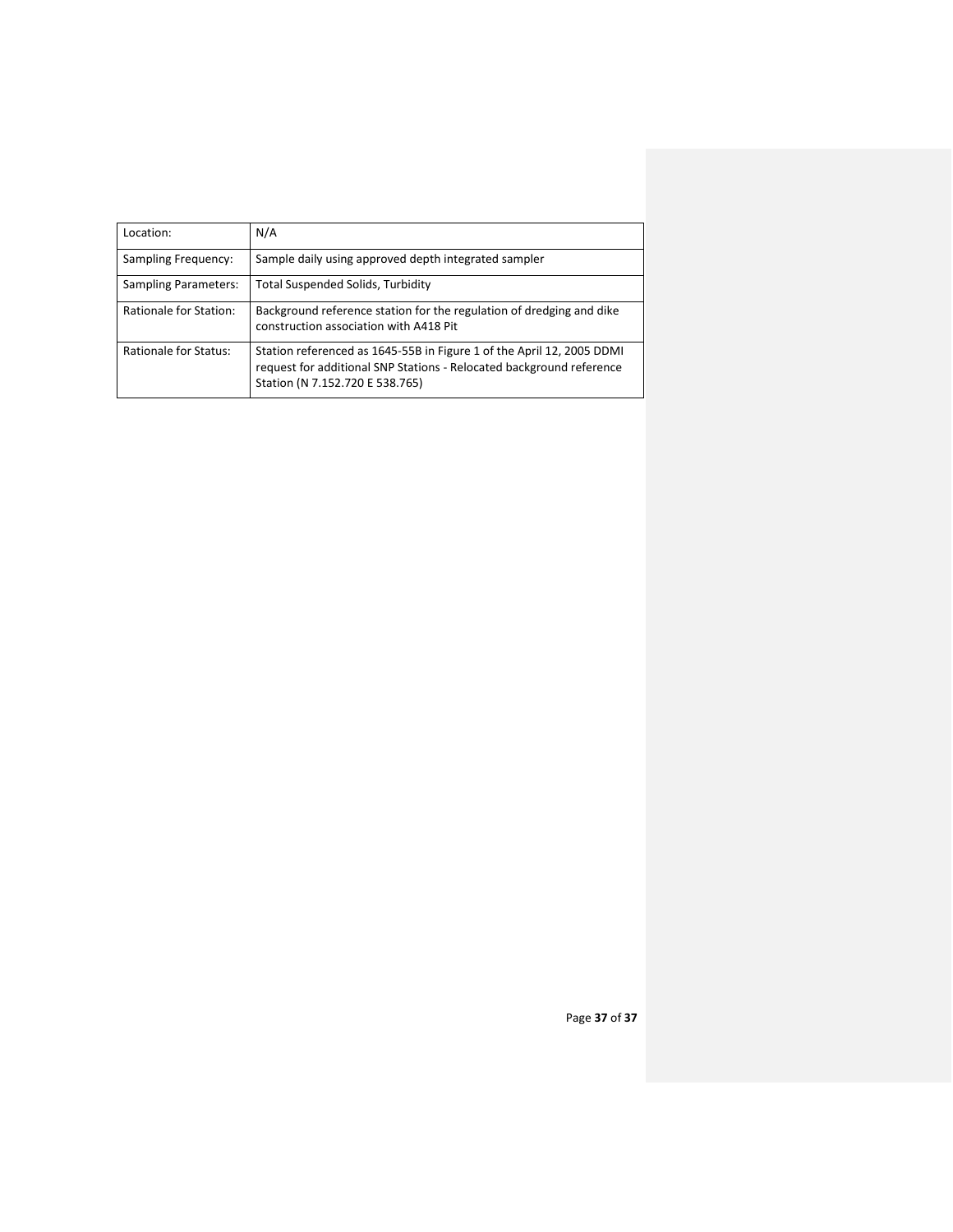| | |
|---|---|
| Location: | N/A |
| Sampling Frequency: | Sample daily using approved depth integrated sampler |
| Sampling Parameters: | Total Suspended Solids, Turbidity |
| Rationale for Station: | Background reference station for the regulation of dredging and dike construction association with A418 Pit |
| Rationale for Status: | Station referenced as 1645-55B in Figure 1 of the April 12, 2005 DDMI request for additional SNP Stations - Relocated background reference Station (N 7.152.720 E 538.765) |